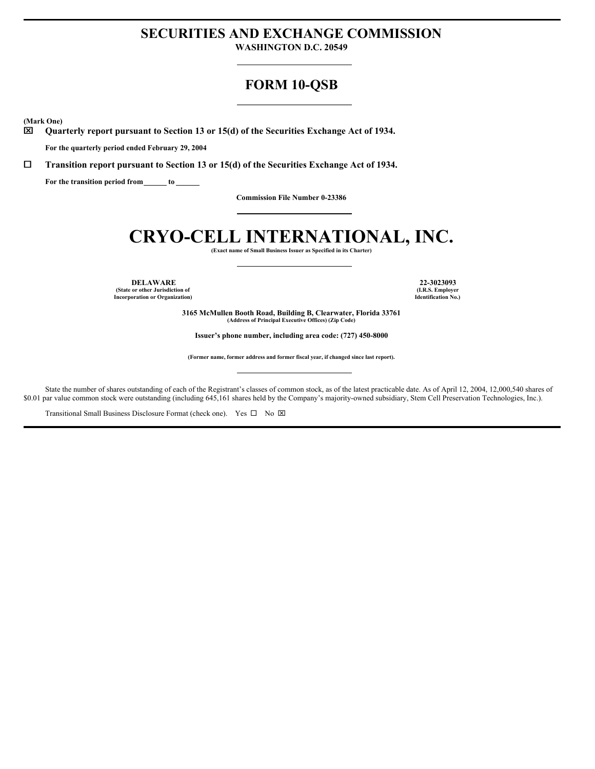# SECURITIES AND EXCHANGE COMMISSION

**WASHINGTON D.C. 20549**

## FORM 10-QSB

**(Mark One)**

☒ **Quarterly report pursuant to Section 13 or 15(d) of the Securities Exchange Act of 1934.**

**For the quarterly period ended February 29, 2004**

☐ **Transition report pursuant to Section 13 or 15(d) of the Securities Exchange Act of 1934.**

**For the transition period from \_\_\_\_\_\_ to \_\_\_\_\_\_**

**Commission File Number 0-23386**

# CRYO-CELL INTERNATIONAL, INC.

**(Exact name of Small Business Issuer as Specified in its Charter)**

| | |
|---|---|
| **DELAWARE** | **22-3023093** |
| **(State or other Jurisdiction of Incorporation or Organization)** | **(I.R.S. Employer Identification No.)** |

**3165 McMullen Booth Road, Building B, Clearwater, Florida 33761**
**(Address of Principal Executive Offices) (Zip Code)**

**Issuer's phone number, including area code: (727) 450-8000**

**(Former name, former address and former fiscal year, if changed since last report).**

State the number of shares outstanding of each of the Registrant's classes of common stock, as of the latest practicable date. As of April 12, 2004, 12,000,540 shares of $0.01 par value common stock were outstanding (including 645,161 shares held by the Company's majority-owned subsidiary, Stem Cell Preservation Technologies, Inc.).

Transitional Small Business Disclosure Format (check one). Yes ☐ No ☒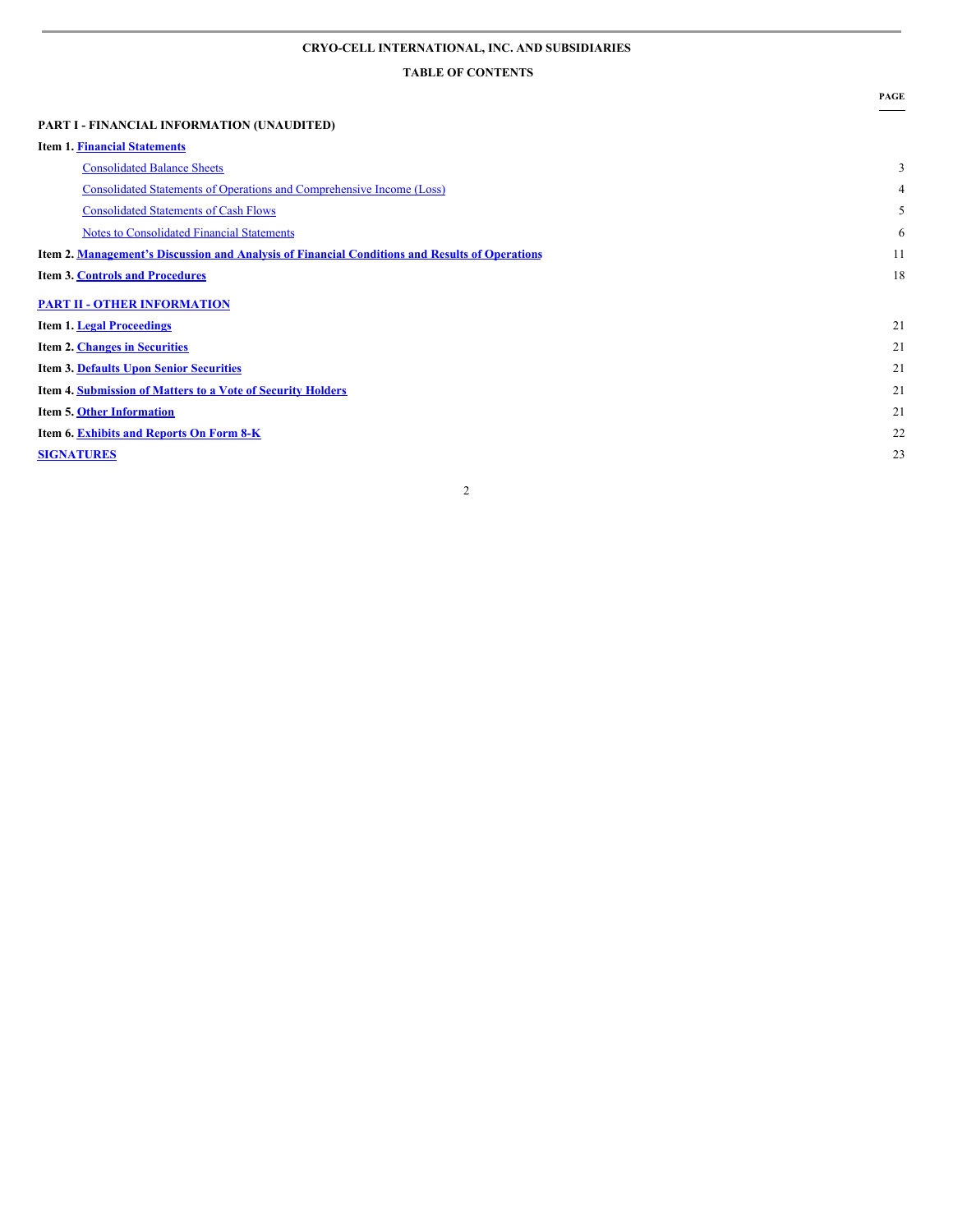**CRYO-CELL INTERNATIONAL, INC. AND SUBSIDIARIES**

**TABLE OF CONTENTS**

| | PAGE |
|---|---|
| **PART I - FINANCIAL INFORMATION (UNAUDITED)** | |
| **Item 1. Financial Statements** | |
| Consolidated Balance Sheets | 3 |
| Consolidated Statements of Operations and Comprehensive Income (Loss) | 4 |
| Consolidated Statements of Cash Flows | 5 |
| Notes to Consolidated Financial Statements | 6 |
| **Item 2. Management's Discussion and Analysis of Financial Conditions and Results of Operations** | 11 |
| **Item 3. Controls and Procedures** | 18 |
| **PART II - OTHER INFORMATION** | |
| **Item 1. Legal Proceedings** | 21 |
| **Item 2. Changes in Securities** | 21 |
| **Item 3. Defaults Upon Senior Securities** | 21 |
| **Item 4. Submission of Matters to a Vote of Security Holders** | 21 |
| **Item 5. Other Information** | 21 |
| **Item 6. Exhibits and Reports On Form 8-K** | 22 |
| **SIGNATURES** | 23 |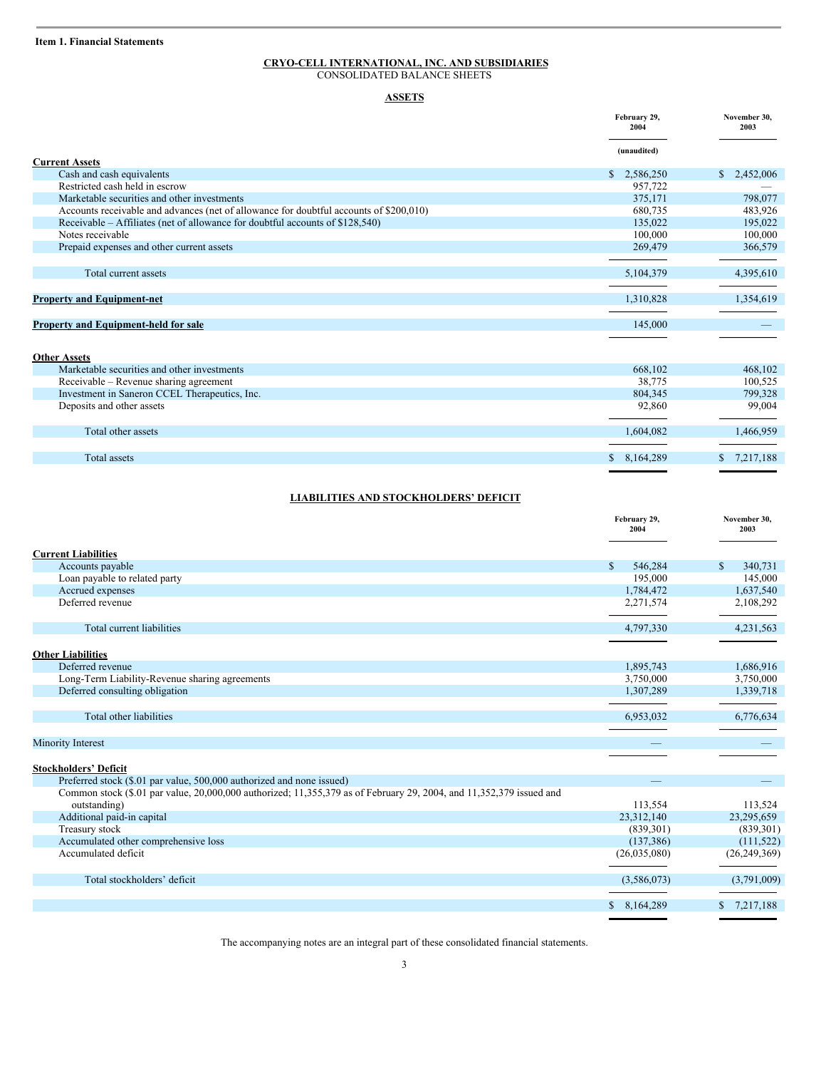**Item 1. Financial Statements**

**CRYO-CELL INTERNATIONAL, INC. AND SUBSIDIARIES**
CONSOLIDATED BALANCE SHEETS

**ASSETS**

| | February 29, 2004 | November 30, 2003 |
|---|---|---|
| | (unaudited) | |
| **Current Assets** | | |
| Cash and cash equivalents | $ 2,586,250 | $ 2,452,006 |
| Restricted cash held in escrow | 957,722 | — |
| Marketable securities and other investments | 375,171 | 798,077 |
| Accounts receivable and advances (net of allowance for doubtful accounts of $200,010) | 680,735 | 483,926 |
| Receivable – Affiliates (net of allowance for doubtful accounts of $128,540) | 135,022 | 195,022 |
| Notes receivable | 100,000 | 100,000 |
| Prepaid expenses and other current assets | 269,479 | 366,579 |
| Total current assets | 5,104,379 | 4,395,610 |
| **Property and Equipment-net** | 1,310,828 | 1,354,619 |
| **Property and Equipment-held for sale** | 145,000 | — |
| **Other Assets** | | |
| Marketable securities and other investments | 668,102 | 468,102 |
| Receivable – Revenue sharing agreement | 38,775 | 100,525 |
| Investment in Saneron CCEL Therapeutics, Inc. | 804,345 | 799,328 |
| Deposits and other assets | 92,860 | 99,004 |
| Total other assets | 1,604,082 | 1,466,959 |
| Total assets | $ 8,164,289 | $ 7,217,188 |

**LIABILITIES AND STOCKHOLDERS' DEFICIT**

| | February 29, 2004 | November 30, 2003 |
|---|---|---|
| **Current Liabilities** | | |
| Accounts payable | $ 546,284 | $ 340,731 |
| Loan payable to related party | 195,000 | 145,000 |
| Accrued expenses | 1,784,472 | 1,637,540 |
| Deferred revenue | 2,271,574 | 2,108,292 |
| Total current liabilities | 4,797,330 | 4,231,563 |
| **Other Liabilities** | | |
| Deferred revenue | 1,895,743 | 1,686,916 |
| Long-Term Liability-Revenue sharing agreements | 3,750,000 | 3,750,000 |
| Deferred consulting obligation | 1,307,289 | 1,339,718 |
| Total other liabilities | 6,953,032 | 6,776,634 |
| Minority Interest | — | — |
| **Stockholders' Deficit** | | |
| Preferred stock ($.01 par value, 500,000 authorized and none issued) | — | — |
| Common stock ($.01 par value, 20,000,000 authorized; 11,355,379 as of February 29, 2004, and 11,352,379 issued and outstanding) | 113,554 | 113,524 |
| Additional paid-in capital | 23,312,140 | 23,295,659 |
| Treasury stock | (839,301) | (839,301) |
| Accumulated other comprehensive loss | (137,386) | (111,522) |
| Accumulated deficit | (26,035,080) | (26,249,369) |
| Total stockholders' deficit | (3,586,073) | (3,791,009) |
| | $ 8,164,289 | $ 7,217,188 |

The accompanying notes are an integral part of these consolidated financial statements.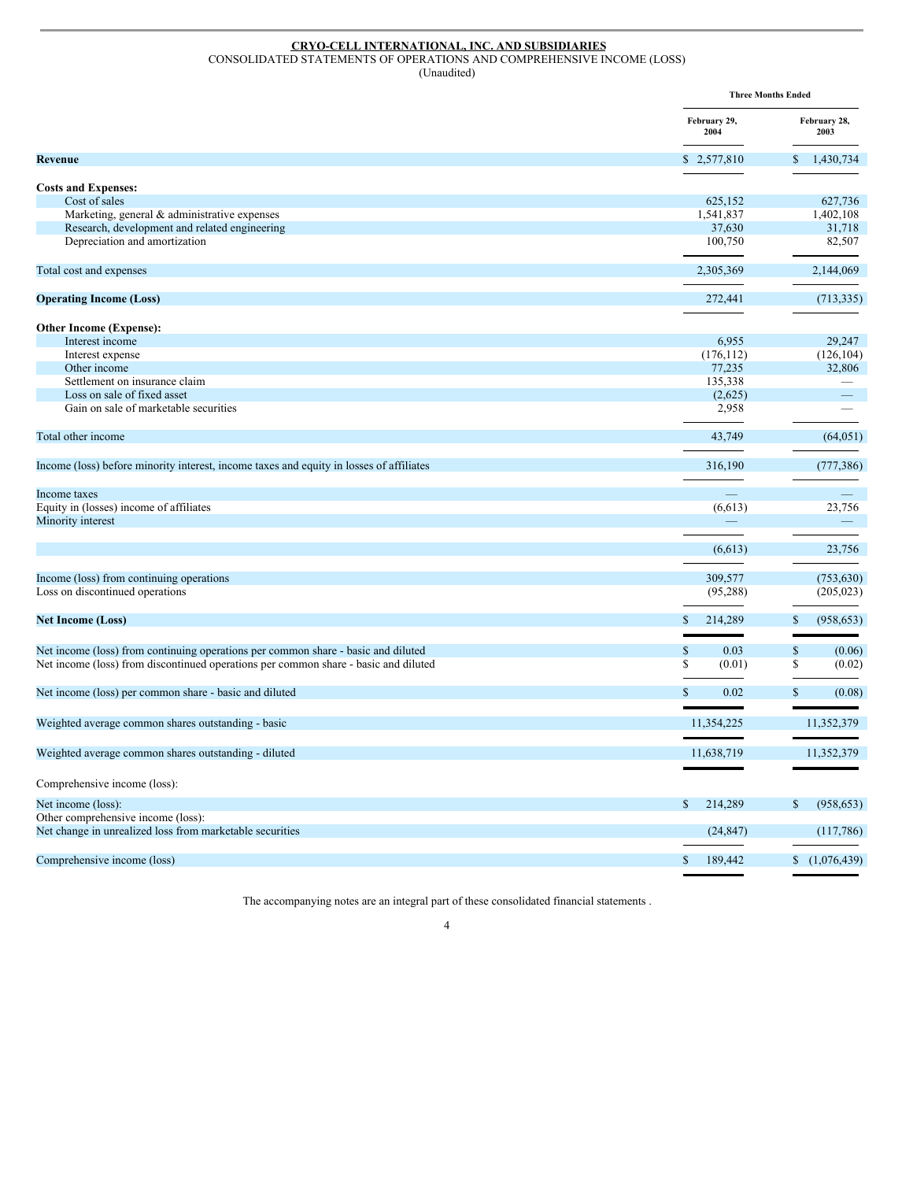**CRYO-CELL INTERNATIONAL, INC. AND SUBSIDIARIES**

CONSOLIDATED STATEMENTS OF OPERATIONS AND COMPREHENSIVE INCOME (LOSS)

(Unaudited)

| | Three Months Ended | |
|---|---|---|
| | February 29, 2004 | February 28, 2003 |
| **Revenue** | $ 2,577,810 | $ 1,430,734 |
| **Costs and Expenses:** | | |
| Cost of sales | 625,152 | 627,736 |
| Marketing, general & administrative expenses | 1,541,837 | 1,402,108 |
| Research, development and related engineering | 37,630 | 31,718 |
| Depreciation and amortization | 100,750 | 82,507 |
| Total cost and expenses | 2,305,369 | 2,144,069 |
| **Operating Income (Loss)** | 272,441 | (713,335) |
| **Other Income (Expense):** | | |
| Interest income | 6,955 | 29,247 |
| Interest expense | (176,112) | (126,104) |
| Other income | 77,235 | 32,806 |
| Settlement on insurance claim | 135,338 | — |
| Loss on sale of fixed asset | (2,625) | — |
| Gain on sale of marketable securities | 2,958 | — |
| Total other income | 43,749 | (64,051) |
| Income (loss) before minority interest, income taxes and equity in losses of affiliates | 316,190 | (777,386) |
| Income taxes | — | — |
| Equity in (losses) income of affiliates | (6,613) | 23,756 |
| Minority interest | — | — |
| | (6,613) | 23,756 |
| Income (loss) from continuing operations | 309,577 | (753,630) |
| Loss on discontinued operations | (95,288) | (205,023) |
| **Net Income (Loss)** | $ 214,289 | $ (958,653) |
| Net income (loss) from continuing operations per common share - basic and diluted | $ 0.03 | $ (0.06) |
| Net income (loss) from discontinued operations per common share - basic and diluted | $ (0.01) | $ (0.02) |
| Net income (loss) per common share - basic and diluted | $ 0.02 | $ (0.08) |
| Weighted average common shares outstanding - basic | 11,354,225 | 11,352,379 |
| Weighted average common shares outstanding - diluted | 11,638,719 | 11,352,379 |
| Comprehensive income (loss): | | |
| Net income (loss): | $ 214,289 | $ (958,653) |
| Other comprehensive income (loss): | | |
| Net change in unrealized loss from marketable securities | (24,847) | (117,786) |
| Comprehensive income (loss) | $ 189,442 | $ (1,076,439) |

The accompanying notes are an integral part of these consolidated financial statements .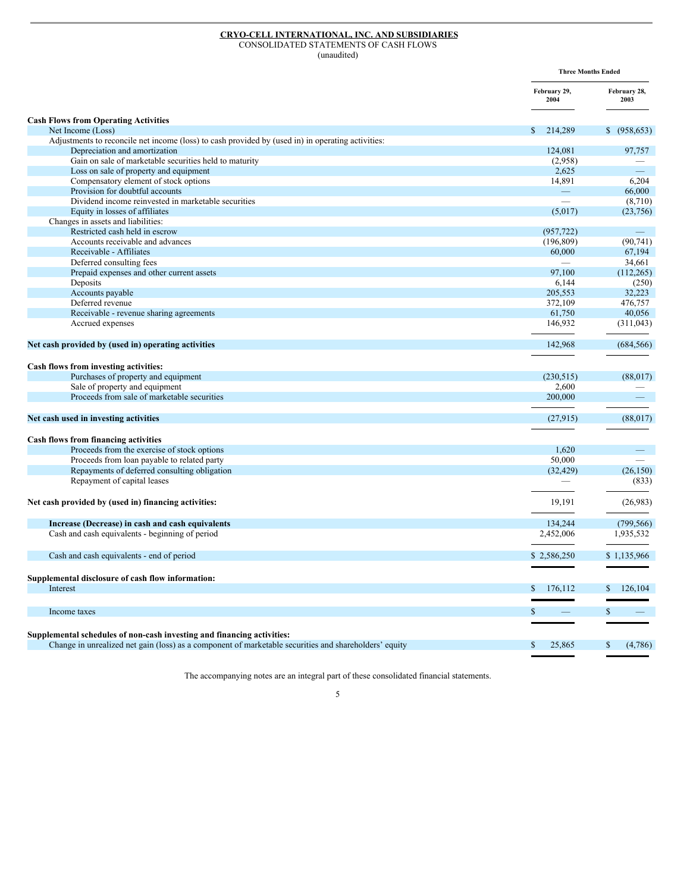**CRYO-CELL INTERNATIONAL, INC. AND SUBSIDIARIES**
CONSOLIDATED STATEMENTS OF CASH FLOWS
(unaudited)

| | Three Months Ended | |
|---|---|---|
| | February 29, 2004 | February 28, 2003 |
| **Cash Flows from Operating Activities** | | |
| Net Income (Loss) | $ 214,289 | $ (958,653) |
| Adjustments to reconcile net income (loss) to cash provided by (used in) in operating activities: | | |
| Depreciation and amortization | 124,081 | 97,757 |
| Gain on sale of marketable securities held to maturity | (2,958) | — |
| Loss on sale of property and equipment | 2,625 | — |
| Compensatory element of stock options | 14,891 | 6,204 |
| Provision for doubtful accounts | — | 66,000 |
| Dividend income reinvested in marketable securities | — | (8,710) |
| Equity in losses of affiliates | (5,017) | (23,756) |
| Changes in assets and liabilities: | | |
| Restricted cash held in escrow | (957,722) | — |
| Accounts receivable and advances | (196,809) | (90,741) |
| Receivable - Affiliates | 60,000 | 67,194 |
| Deferred consulting fees | — | 34,661 |
| Prepaid expenses and other current assets | 97,100 | (112,265) |
| Deposits | 6,144 | (250) |
| Accounts payable | 205,553 | 32,223 |
| Deferred revenue | 372,109 | 476,757 |
| Receivable - revenue sharing agreements | 61,750 | 40,056 |
| Accrued expenses | 146,932 | (311,043) |
| **Net cash provided by (used in) operating activities** | 142,968 | (684,566) |
| **Cash flows from investing activities:** | | |
| Purchases of property and equipment | (230,515) | (88,017) |
| Sale of property and equipment | 2,600 | — |
| Proceeds from sale of marketable securities | 200,000 | — |
| **Net cash used in investing activities** | (27,915) | (88,017) |
| **Cash flows from financing activities** | | |
| Proceeds from the exercise of stock options | 1,620 | — |
| Proceeds from loan payable to related party | 50,000 | — |
| Repayments of deferred consulting obligation | (32,429) | (26,150) |
| Repayment of capital leases | — | (833) |
| **Net cash provided by (used in) financing activities:** | 19,191 | (26,983) |
| **Increase (Decrease) in cash and cash equivalents** | 134,244 | (799,566) |
| Cash and cash equivalents - beginning of period | 2,452,006 | 1,935,532 |
| Cash and cash equivalents - end of period | $ 2,586,250 | $ 1,135,966 |
| **Supplemental disclosure of cash flow information:** | | |
| Interest | $ 176,112 | $ 126,104 |
| Income taxes | $ — | $ — |
| **Supplemental schedules of non-cash investing and financing activities:** | | |
| Change in unrealized net gain (loss) as a component of marketable securities and shareholders' equity | $ 25,865 | $ (4,786) |

The accompanying notes are an integral part of these consolidated financial statements.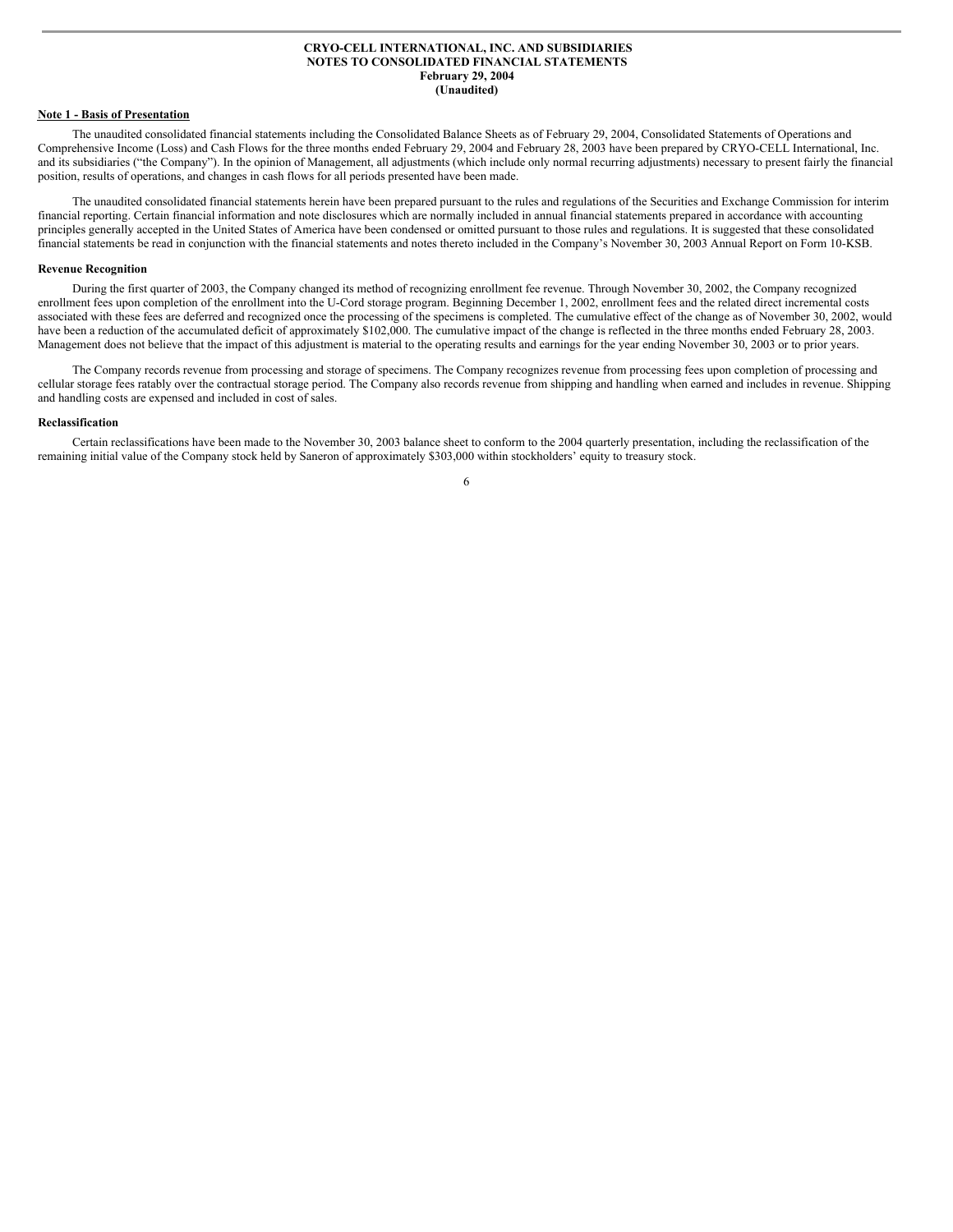**CRYO-CELL INTERNATIONAL, INC. AND SUBSIDIARIES**
**NOTES TO CONSOLIDATED FINANCIAL STATEMENTS**
**February 29, 2004**
**(Unaudited)**

**Note 1 - Basis of Presentation**

The unaudited consolidated financial statements including the Consolidated Balance Sheets as of February 29, 2004, Consolidated Statements of Operations and Comprehensive Income (Loss) and Cash Flows for the three months ended February 29, 2004 and February 28, 2003 have been prepared by CRYO-CELL International, Inc. and its subsidiaries ("the Company"). In the opinion of Management, all adjustments (which include only normal recurring adjustments) necessary to present fairly the financial position, results of operations, and changes in cash flows for all periods presented have been made.

The unaudited consolidated financial statements herein have been prepared pursuant to the rules and regulations of the Securities and Exchange Commission for interim financial reporting. Certain financial information and note disclosures which are normally included in annual financial statements prepared in accordance with accounting principles generally accepted in the United States of America have been condensed or omitted pursuant to those rules and regulations. It is suggested that these consolidated financial statements be read in conjunction with the financial statements and notes thereto included in the Company's November 30, 2003 Annual Report on Form 10-KSB.

**Revenue Recognition**

During the first quarter of 2003, the Company changed its method of recognizing enrollment fee revenue. Through November 30, 2002, the Company recognized enrollment fees upon completion of the enrollment into the U-Cord storage program. Beginning December 1, 2002, enrollment fees and the related direct incremental costs associated with these fees are deferred and recognized once the processing of the specimens is completed. The cumulative effect of the change as of November 30, 2002, would have been a reduction of the accumulated deficit of approximately $102,000. The cumulative impact of the change is reflected in the three months ended February 28, 2003. Management does not believe that the impact of this adjustment is material to the operating results and earnings for the year ending November 30, 2003 or to prior years.

The Company records revenue from processing and storage of specimens. The Company recognizes revenue from processing fees upon completion of processing and cellular storage fees ratably over the contractual storage period. The Company also records revenue from shipping and handling when earned and includes in revenue. Shipping and handling costs are expensed and included in cost of sales.

**Reclassification**

Certain reclassifications have been made to the November 30, 2003 balance sheet to conform to the 2004 quarterly presentation, including the reclassification of the remaining initial value of the Company stock held by Saneron of approximately $303,000 within stockholders' equity to treasury stock.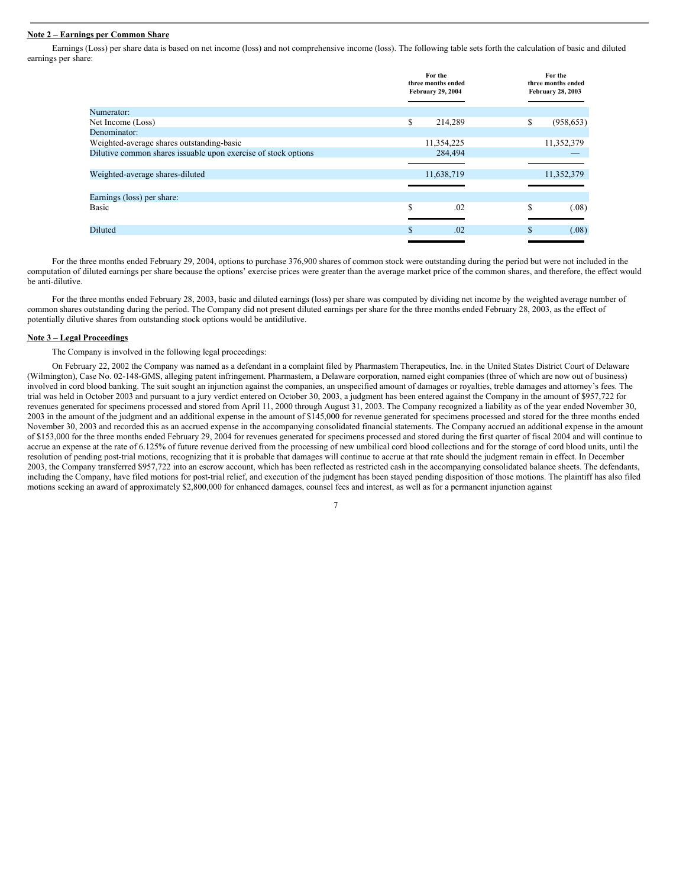**Note 2 – Earnings per Common Share**

Earnings (Loss) per share data is based on net income (loss) and not comprehensive income (loss). The following table sets forth the calculation of basic and diluted earnings per share:

| | For the three months ended February 29, 2004 | For the three months ended February 28, 2003 |
|---|---|---|
| Numerator: | | |
| Net Income (Loss) | $ 214,289 | $ (958,653) |
| Denominator: | | |
| Weighted-average shares outstanding-basic | 11,354,225 | 11,352,379 |
| Dilutive common shares issuable upon exercise of stock options | 284,494 | — |
| Weighted-average shares-diluted | 11,638,719 | 11,352,379 |
| Earnings (loss) per share: | | |
| Basic | $ .02 | $ (.08) |
| Diluted | $ .02 | $ (.08) |

For the three months ended February 29, 2004, options to purchase 376,900 shares of common stock were outstanding during the period but were not included in the computation of diluted earnings per share because the options' exercise prices were greater than the average market price of the common shares, and therefore, the effect would be anti-dilutive.

For the three months ended February 28, 2003, basic and diluted earnings (loss) per share was computed by dividing net income by the weighted average number of common shares outstanding during the period. The Company did not present diluted earnings per share for the three months ended February 28, 2003, as the effect of potentially dilutive shares from outstanding stock options would be antidilutive.

**Note 3 – Legal Proceedings**

The Company is involved in the following legal proceedings:

On February 22, 2002 the Company was named as a defendant in a complaint filed by Pharmastem Therapeutics, Inc. in the United States District Court of Delaware (Wilmington), Case No. 02-148-GMS, alleging patent infringement. Pharmastem, a Delaware corporation, named eight companies (three of which are now out of business) involved in cord blood banking. The suit sought an injunction against the companies, an unspecified amount of damages or royalties, treble damages and attorney's fees. The trial was held in October 2003 and pursuant to a jury verdict entered on October 30, 2003, a judgment has been entered against the Company in the amount of $957,722 for revenues generated for specimens processed and stored from April 11, 2000 through August 31, 2003. The Company recognized a liability as of the year ended November 30, 2003 in the amount of the judgment and an additional expense in the amount of $145,000 for revenue generated for specimens processed and stored for the three months ended November 30, 2003 and recorded this as an accrued expense in the accompanying consolidated financial statements. The Company accrued an additional expense in the amount of $153,000 for the three months ended February 29, 2004 for revenues generated for specimens processed and stored during the first quarter of fiscal 2004 and will continue to accrue an expense at the rate of 6.125% of future revenue derived from the processing of new umbilical cord blood collections and for the storage of cord blood units, until the resolution of pending post-trial motions, recognizing that it is probable that damages will continue to accrue at that rate should the judgment remain in effect. In December 2003, the Company transferred $957,722 into an escrow account, which has been reflected as restricted cash in the accompanying consolidated balance sheets. The defendants, including the Company, have filed motions for post-trial relief, and execution of the judgment has been stayed pending disposition of those motions. The plaintiff has also filed motions seeking an award of approximately $2,800,000 for enhanced damages, counsel fees and interest, as well as for a permanent injunction against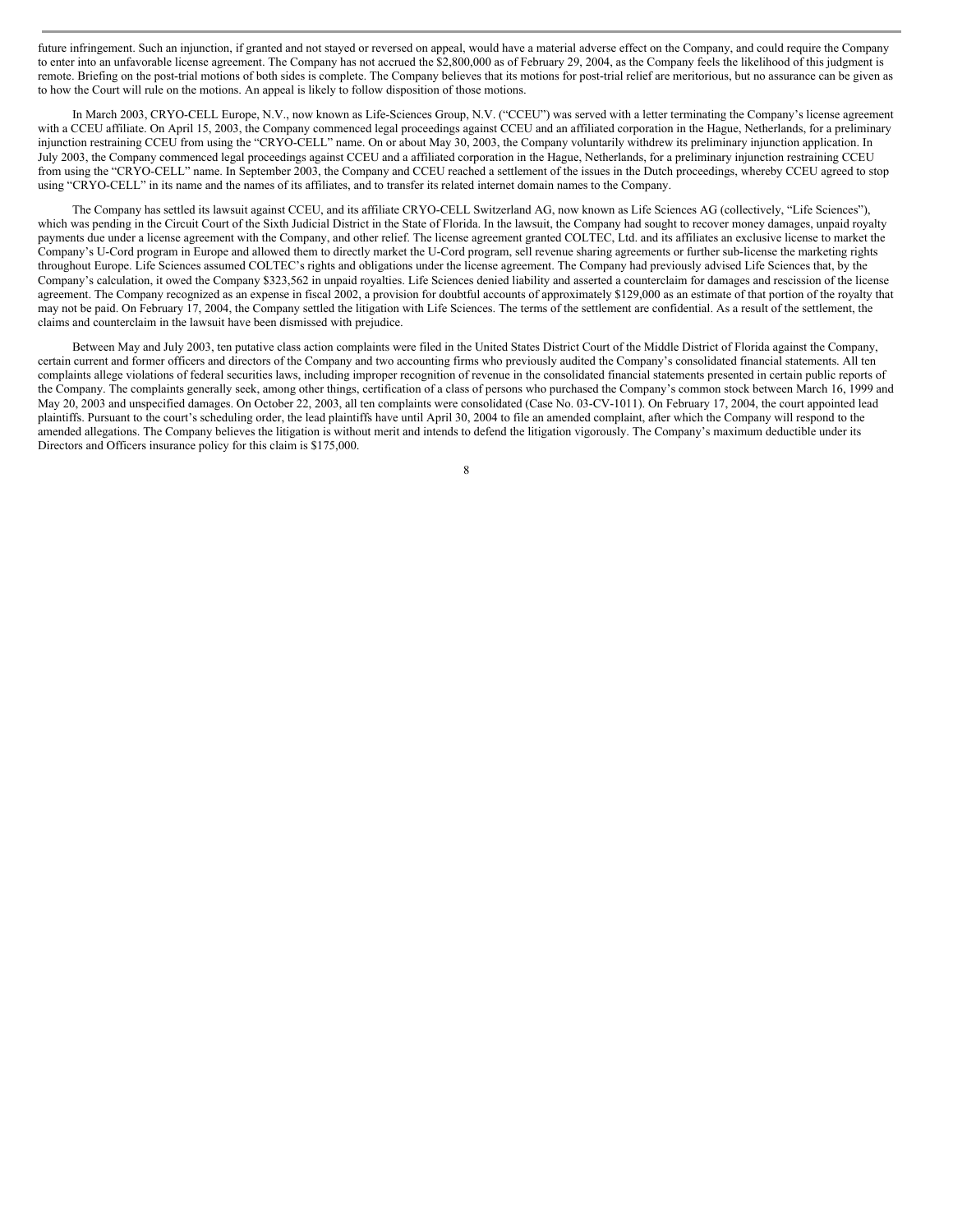future infringement. Such an injunction, if granted and not stayed or reversed on appeal, would have a material adverse effect on the Company, and could require the Company to enter into an unfavorable license agreement. The Company has not accrued the $2,800,000 as of February 29, 2004, as the Company feels the likelihood of this judgment is remote. Briefing on the post-trial motions of both sides is complete. The Company believes that its motions for post-trial relief are meritorious, but no assurance can be given as to how the Court will rule on the motions. An appeal is likely to follow disposition of those motions.

In March 2003, CRYO-CELL Europe, N.V., now known as Life-Sciences Group, N.V. ("CCEU") was served with a letter terminating the Company's license agreement with a CCEU affiliate. On April 15, 2003, the Company commenced legal proceedings against CCEU and an affiliated corporation in the Hague, Netherlands, for a preliminary injunction restraining CCEU from using the "CRYO-CELL" name. On or about May 30, 2003, the Company voluntarily withdrew its preliminary injunction application. In July 2003, the Company commenced legal proceedings against CCEU and a affiliated corporation in the Hague, Netherlands, for a preliminary injunction restraining CCEU from using the "CRYO-CELL" name. In September 2003, the Company and CCEU reached a settlement of the issues in the Dutch proceedings, whereby CCEU agreed to stop using "CRYO-CELL" in its name and the names of its affiliates, and to transfer its related internet domain names to the Company.

The Company has settled its lawsuit against CCEU, and its affiliate CRYO-CELL Switzerland AG, now known as Life Sciences AG (collectively, "Life Sciences"), which was pending in the Circuit Court of the Sixth Judicial District in the State of Florida. In the lawsuit, the Company had sought to recover money damages, unpaid royalty payments due under a license agreement with the Company, and other relief. The license agreement granted COLTEC, Ltd. and its affiliates an exclusive license to market the Company's U-Cord program in Europe and allowed them to directly market the U-Cord program, sell revenue sharing agreements or further sub-license the marketing rights throughout Europe. Life Sciences assumed COLTEC's rights and obligations under the license agreement. The Company had previously advised Life Sciences that, by the Company's calculation, it owed the Company $323,562 in unpaid royalties. Life Sciences denied liability and asserted a counterclaim for damages and rescission of the license agreement. The Company recognized as an expense in fiscal 2002, a provision for doubtful accounts of approximately $129,000 as an estimate of that portion of the royalty that may not be paid. On February 17, 2004, the Company settled the litigation with Life Sciences. The terms of the settlement are confidential. As a result of the settlement, the claims and counterclaim in the lawsuit have been dismissed with prejudice.

Between May and July 2003, ten putative class action complaints were filed in the United States District Court of the Middle District of Florida against the Company, certain current and former officers and directors of the Company and two accounting firms who previously audited the Company's consolidated financial statements. All ten complaints allege violations of federal securities laws, including improper recognition of revenue in the consolidated financial statements presented in certain public reports of the Company. The complaints generally seek, among other things, certification of a class of persons who purchased the Company's common stock between March 16, 1999 and May 20, 2003 and unspecified damages. On October 22, 2003, all ten complaints were consolidated (Case No. 03-CV-1011). On February 17, 2004, the court appointed lead plaintiffs. Pursuant to the court's scheduling order, the lead plaintiffs have until April 30, 2004 to file an amended complaint, after which the Company will respond to the amended allegations. The Company believes the litigation is without merit and intends to defend the litigation vigorously. The Company's maximum deductible under its Directors and Officers insurance policy for this claim is $175,000.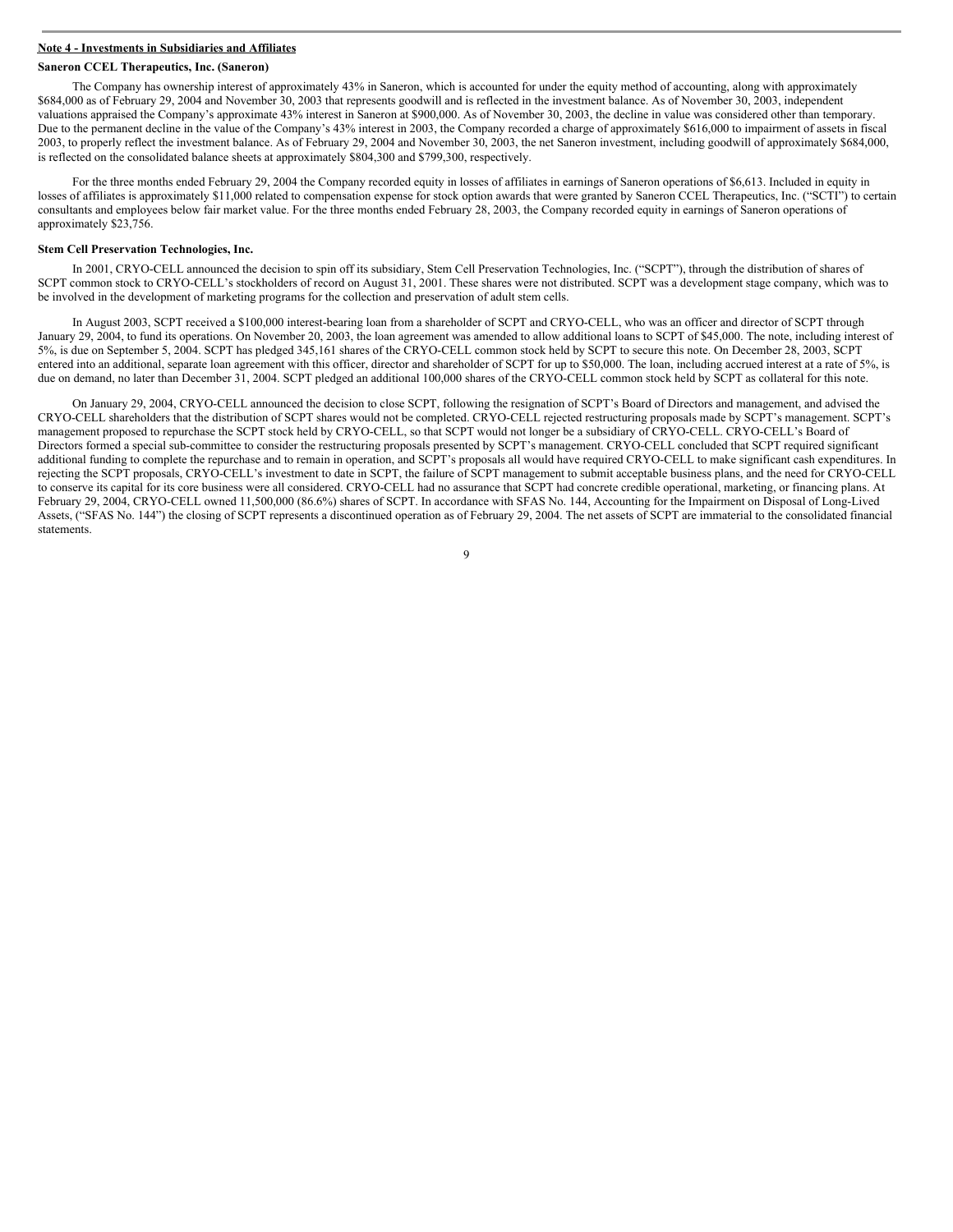**Note 4 - Investments in Subsidiaries and Affiliates**

**Saneron CCEL Therapeutics, Inc. (Saneron)**

The Company has ownership interest of approximately 43% in Saneron, which is accounted for under the equity method of accounting, along with approximately $684,000 as of February 29, 2004 and November 30, 2003 that represents goodwill and is reflected in the investment balance. As of November 30, 2003, independent valuations appraised the Company's approximate 43% interest in Saneron at $900,000. As of November 30, 2003, the decline in value was considered other than temporary. Due to the permanent decline in the value of the Company's 43% interest in 2003, the Company recorded a charge of approximately $616,000 to impairment of assets in fiscal 2003, to properly reflect the investment balance. As of February 29, 2004 and November 30, 2003, the net Saneron investment, including goodwill of approximately $684,000, is reflected on the consolidated balance sheets at approximately $804,300 and $799,300, respectively.

For the three months ended February 29, 2004 the Company recorded equity in losses of affiliates in earnings of Saneron operations of $6,613. Included in equity in losses of affiliates is approximately $11,000 related to compensation expense for stock option awards that were granted by Saneron CCEL Therapeutics, Inc. ("SCTI") to certain consultants and employees below fair market value. For the three months ended February 28, 2003, the Company recorded equity in earnings of Saneron operations of approximately $23,756.

**Stem Cell Preservation Technologies, Inc.**

In 2001, CRYO-CELL announced the decision to spin off its subsidiary, Stem Cell Preservation Technologies, Inc. ("SCPT"), through the distribution of shares of SCPT common stock to CRYO-CELL's stockholders of record on August 31, 2001. These shares were not distributed. SCPT was a development stage company, which was to be involved in the development of marketing programs for the collection and preservation of adult stem cells.

In August 2003, SCPT received a $100,000 interest-bearing loan from a shareholder of SCPT and CRYO-CELL, who was an officer and director of SCPT through January 29, 2004, to fund its operations. On November 20, 2003, the loan agreement was amended to allow additional loans to SCPT of $45,000. The note, including interest of 5%, is due on September 5, 2004. SCPT has pledged 345,161 shares of the CRYO-CELL common stock held by SCPT to secure this note. On December 28, 2003, SCPT entered into an additional, separate loan agreement with this officer, director and shareholder of SCPT for up to $50,000. The loan, including accrued interest at a rate of 5%, is due on demand, no later than December 31, 2004. SCPT pledged an additional 100,000 shares of the CRYO-CELL common stock held by SCPT as collateral for this note.

On January 29, 2004, CRYO-CELL announced the decision to close SCPT, following the resignation of SCPT's Board of Directors and management, and advised the CRYO-CELL shareholders that the distribution of SCPT shares would not be completed. CRYO-CELL rejected restructuring proposals made by SCPT's management. SCPT's management proposed to repurchase the SCPT stock held by CRYO-CELL, so that SCPT would not longer be a subsidiary of CRYO-CELL. CRYO-CELL's Board of Directors formed a special sub-committee to consider the restructuring proposals presented by SCPT's management. CRYO-CELL concluded that SCPT required significant additional funding to complete the repurchase and to remain in operation, and SCPT's proposals all would have required CRYO-CELL to make significant cash expenditures. In rejecting the SCPT proposals, CRYO-CELL's investment to date in SCPT, the failure of SCPT management to submit acceptable business plans, and the need for CRYO-CELL to conserve its capital for its core business were all considered. CRYO-CELL had no assurance that SCPT had concrete credible operational, marketing, or financing plans. At February 29, 2004, CRYO-CELL owned 11,500,000 (86.6%) shares of SCPT. In accordance with SFAS No. 144, Accounting for the Impairment on Disposal of Long-Lived Assets, ("SFAS No. 144") the closing of SCPT represents a discontinued operation as of February 29, 2004. The net assets of SCPT are immaterial to the consolidated financial statements.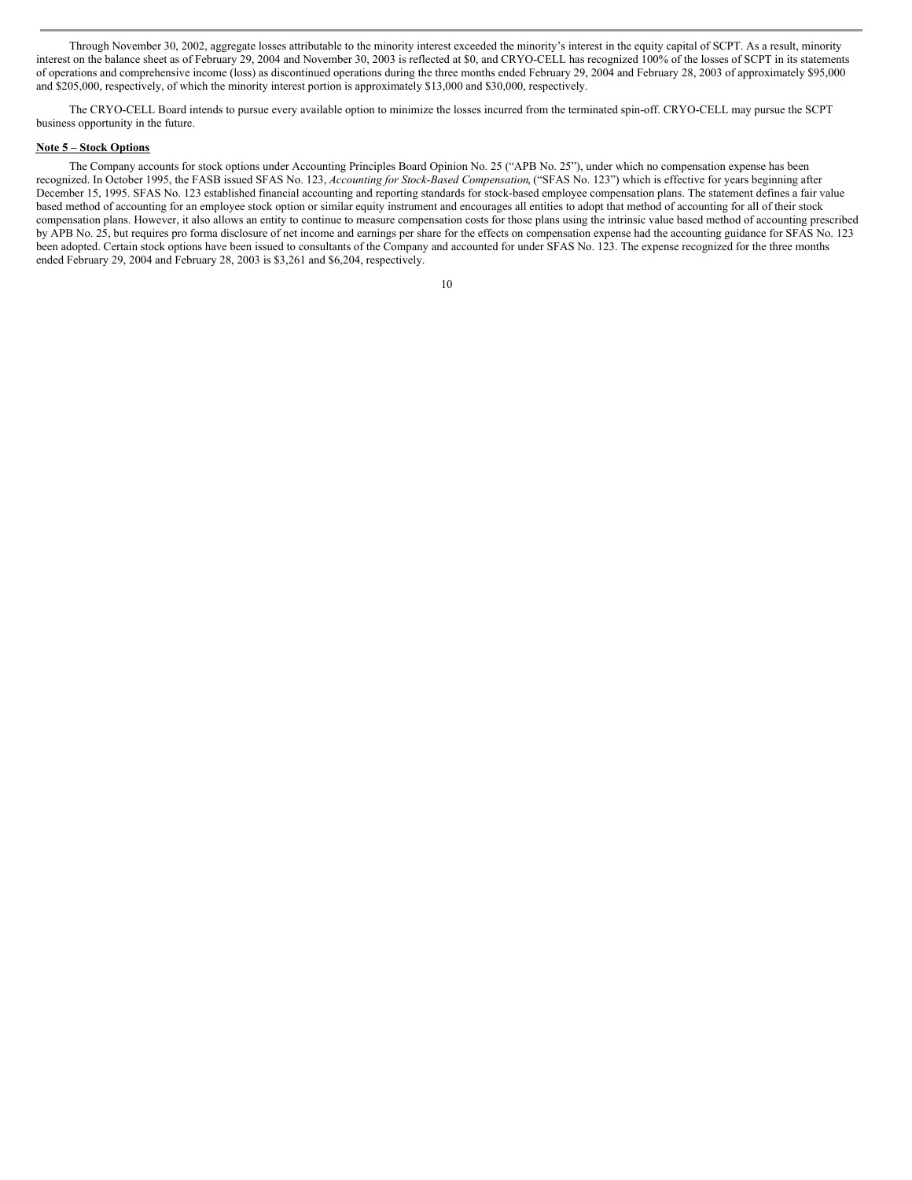Through November 30, 2002, aggregate losses attributable to the minority interest exceeded the minority's interest in the equity capital of SCPT. As a result, minority interest on the balance sheet as of February 29, 2004 and November 30, 2003 is reflected at $0, and CRYO-CELL has recognized 100% of the losses of SCPT in its statements of operations and comprehensive income (loss) as discontinued operations during the three months ended February 29, 2004 and February 28, 2003 of approximately $95,000 and $205,000, respectively, of which the minority interest portion is approximately $13,000 and $30,000, respectively.

The CRYO-CELL Board intends to pursue every available option to minimize the losses incurred from the terminated spin-off. CRYO-CELL may pursue the SCPT business opportunity in the future.

**Note 5 – Stock Options**

The Company accounts for stock options under Accounting Principles Board Opinion No. 25 ("APB No. 25"), under which no compensation expense has been recognized. In October 1995, the FASB issued SFAS No. 123, *Accounting for Stock-Based Compensation*, ("SFAS No. 123") which is effective for years beginning after December 15, 1995. SFAS No. 123 established financial accounting and reporting standards for stock-based employee compensation plans. The statement defines a fair value based method of accounting for an employee stock option or similar equity instrument and encourages all entities to adopt that method of accounting for all of their stock compensation plans. However, it also allows an entity to continue to measure compensation costs for those plans using the intrinsic value based method of accounting prescribed by APB No. 25, but requires pro forma disclosure of net income and earnings per share for the effects on compensation expense had the accounting guidance for SFAS No. 123 been adopted. Certain stock options have been issued to consultants of the Company and accounted for under SFAS No. 123. The expense recognized for the three months ended February 29, 2004 and February 28, 2003 is $3,261 and $6,204, respectively.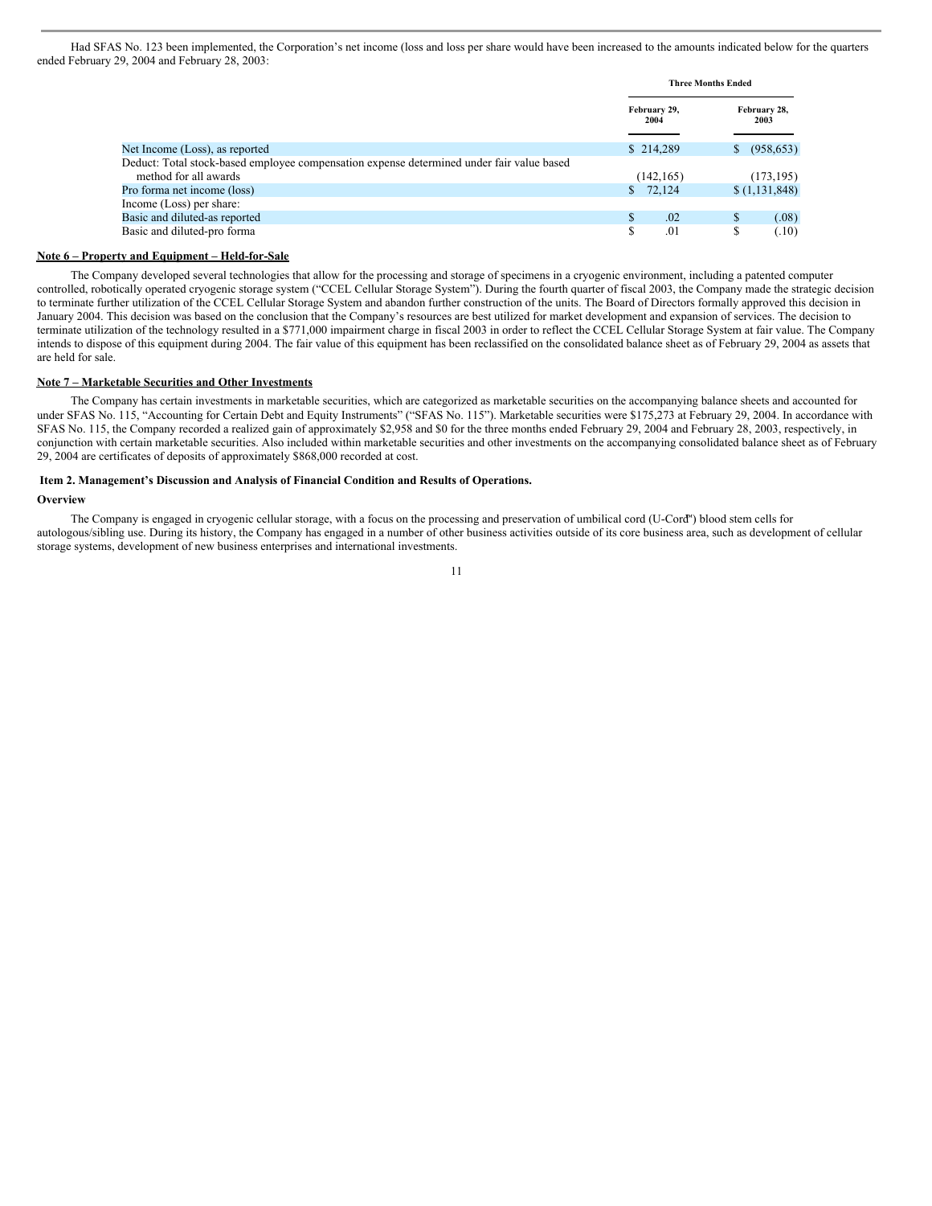Had SFAS No. 123 been implemented, the Corporation's net income (loss and loss per share would have been increased to the amounts indicated below for the quarters ended February 29, 2004 and February 28, 2003:

| | Three Months Ended | |
|---|---|---|
| | February 29, 2004 | February 28, 2003 |
| Net Income (Loss), as reported | $ 214,289 | $ (958,653) |
| Deduct: Total stock-based employee compensation expense determined under fair value based method for all awards | (142,165) | (173,195) |
| Pro forma net income (loss) | $ 72,124 | $ (1,131,848) |
| Income (Loss) per share: | | |
| Basic and diluted-as reported | $ .02 | $ (.08) |
| Basic and diluted-pro forma | $ .01 | $ (.10) |

**Note 6 – Property and Equipment – Held-for-Sale**

The Company developed several technologies that allow for the processing and storage of specimens in a cryogenic environment, including a patented computer controlled, robotically operated cryogenic storage system ("CCEL Cellular Storage System"). During the fourth quarter of fiscal 2003, the Company made the strategic decision to terminate further utilization of the CCEL Cellular Storage System and abandon further construction of the units. The Board of Directors formally approved this decision in January 2004. This decision was based on the conclusion that the Company's resources are best utilized for market development and expansion of services. The decision to terminate utilization of the technology resulted in a $771,000 impairment charge in fiscal 2003 in order to reflect the CCEL Cellular Storage System at fair value. The Company intends to dispose of this equipment during 2004. The fair value of this equipment has been reclassified on the consolidated balance sheet as of February 29, 2004 as assets that are held for sale.

**Note 7 – Marketable Securities and Other Investments**

The Company has certain investments in marketable securities, which are categorized as marketable securities on the accompanying balance sheets and accounted for under SFAS No. 115, "Accounting for Certain Debt and Equity Instruments" ("SFAS No. 115"). Marketable securities were $175,273 at February 29, 2004. In accordance with SFAS No. 115, the Company recorded a realized gain of approximately $2,958 and $0 for the three months ended February 29, 2004 and February 28, 2003, respectively, in conjunction with certain marketable securities. Also included within marketable securities and other investments on the accompanying consolidated balance sheet as of February 29, 2004 are certificates of deposits of approximately $868,000 recorded at cost.

**Item 2. Management's Discussion and Analysis of Financial Condition and Results of Operations.**

**Overview**

The Company is engaged in cryogenic cellular storage, with a focus on the processing and preservation of umbilical cord (U-Cord™) blood stem cells for autologous/sibling use. During its history, the Company has engaged in a number of other business activities outside of its core business area, such as development of cellular storage systems, development of new business enterprises and international investments.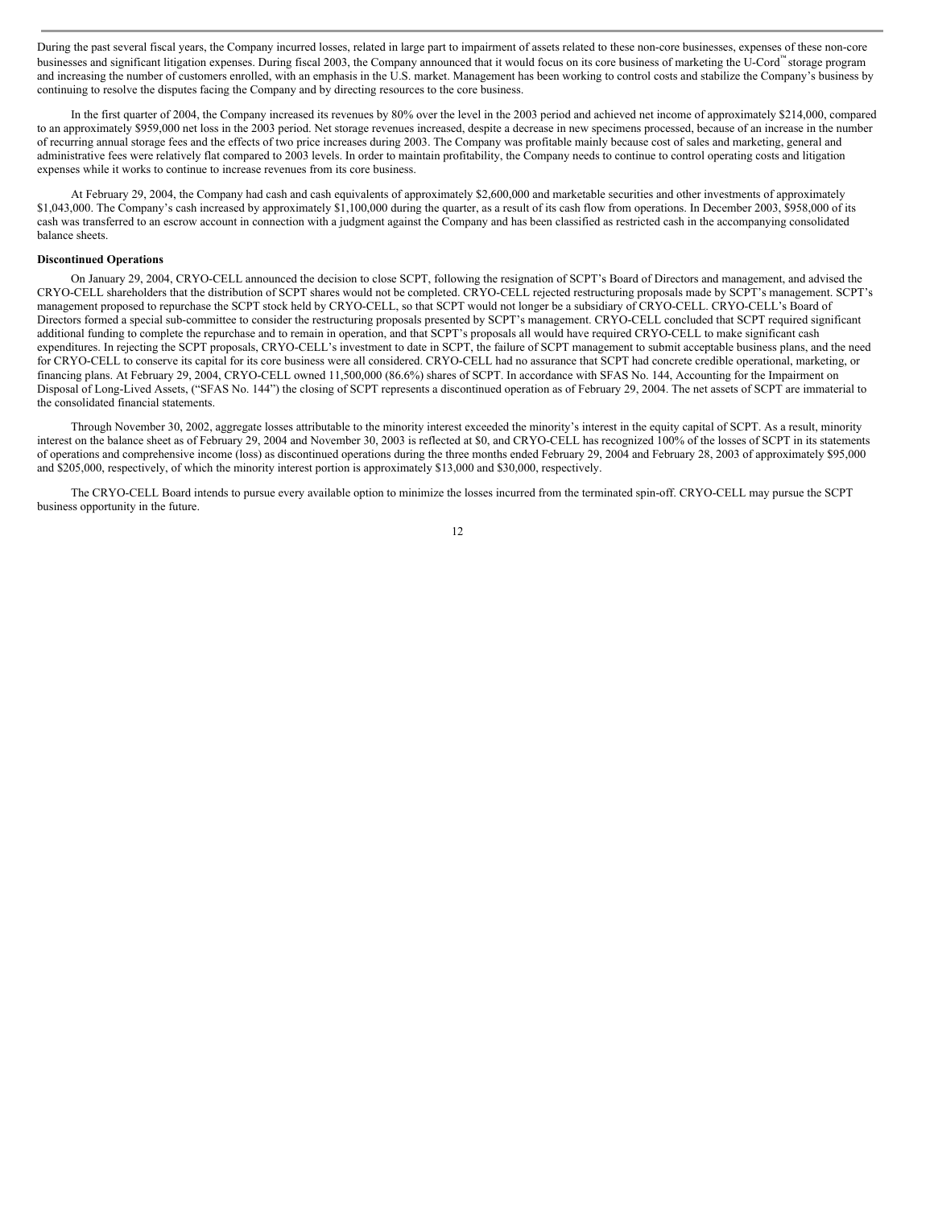During the past several fiscal years, the Company incurred losses, related in large part to impairment of assets related to these non-core businesses, expenses of these non-core businesses and significant litigation expenses. During fiscal 2003, the Company announced that it would focus on its core business of marketing the U-Cord™ storage program and increasing the number of customers enrolled, with an emphasis in the U.S. market. Management has been working to control costs and stabilize the Company's business by continuing to resolve the disputes facing the Company and by directing resources to the core business.

In the first quarter of 2004, the Company increased its revenues by 80% over the level in the 2003 period and achieved net income of approximately $214,000, compared to an approximately $959,000 net loss in the 2003 period. Net storage revenues increased, despite a decrease in new specimens processed, because of an increase in the number of recurring annual storage fees and the effects of two price increases during 2003. The Company was profitable mainly because cost of sales and marketing, general and administrative fees were relatively flat compared to 2003 levels. In order to maintain profitability, the Company needs to continue to control operating costs and litigation expenses while it works to continue to increase revenues from its core business.

At February 29, 2004, the Company had cash and cash equivalents of approximately $2,600,000 and marketable securities and other investments of approximately $1,043,000. The Company's cash increased by approximately $1,100,000 during the quarter, as a result of its cash flow from operations. In December 2003, $958,000 of its cash was transferred to an escrow account in connection with a judgment against the Company and has been classified as restricted cash in the accompanying consolidated balance sheets.

**Discontinued Operations**

On January 29, 2004, CRYO-CELL announced the decision to close SCPT, following the resignation of SCPT's Board of Directors and management, and advised the CRYO-CELL shareholders that the distribution of SCPT shares would not be completed. CRYO-CELL rejected restructuring proposals made by SCPT's management. SCPT's management proposed to repurchase the SCPT stock held by CRYO-CELL, so that SCPT would not longer be a subsidiary of CRYO-CELL. CRYO-CELL's Board of Directors formed a special sub-committee to consider the restructuring proposals presented by SCPT's management. CRYO-CELL concluded that SCPT required significant additional funding to complete the repurchase and to remain in operation, and that SCPT's proposals all would have required CRYO-CELL to make significant cash expenditures. In rejecting the SCPT proposals, CRYO-CELL's investment to date in SCPT, the failure of SCPT management to submit acceptable business plans, and the need for CRYO-CELL to conserve its capital for its core business were all considered. CRYO-CELL had no assurance that SCPT had concrete credible operational, marketing, or financing plans. At February 29, 2004, CRYO-CELL owned 11,500,000 (86.6%) shares of SCPT. In accordance with SFAS No. 144, Accounting for the Impairment on Disposal of Long-Lived Assets, ("SFAS No. 144") the closing of SCPT represents a discontinued operation as of February 29, 2004. The net assets of SCPT are immaterial to the consolidated financial statements.

Through November 30, 2002, aggregate losses attributable to the minority interest exceeded the minority's interest in the equity capital of SCPT. As a result, minority interest on the balance sheet as of February 29, 2004 and November 30, 2003 is reflected at $0, and CRYO-CELL has recognized 100% of the losses of SCPT in its statements of operations and comprehensive income (loss) as discontinued operations during the three months ended February 29, 2004 and February 28, 2003 of approximately $95,000 and $205,000, respectively, of which the minority interest portion is approximately $13,000 and $30,000, respectively.

The CRYO-CELL Board intends to pursue every available option to minimize the losses incurred from the terminated spin-off. CRYO-CELL may pursue the SCPT business opportunity in the future.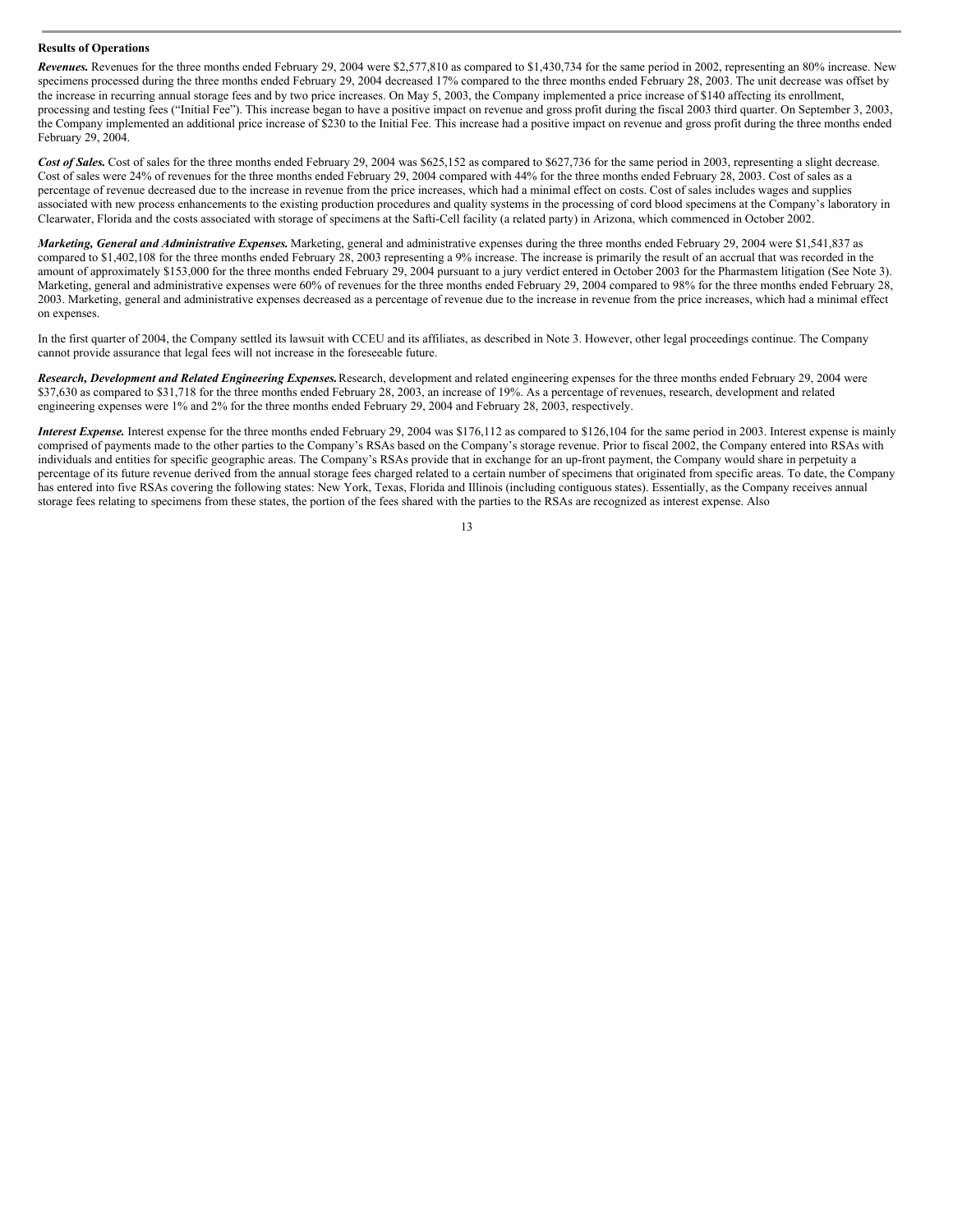**Results of Operations**

***Revenues.*** Revenues for the three months ended February 29, 2004 were $2,577,810 as compared to $1,430,734 for the same period in 2002, representing an 80% increase. New specimens processed during the three months ended February 29, 2004 decreased 17% compared to the three months ended February 28, 2003. The unit decrease was offset by the increase in recurring annual storage fees and by two price increases. On May 5, 2003, the Company implemented a price increase of $140 affecting its enrollment, processing and testing fees ("Initial Fee"). This increase began to have a positive impact on revenue and gross profit during the fiscal 2003 third quarter. On September 3, 2003, the Company implemented an additional price increase of $230 to the Initial Fee. This increase had a positive impact on revenue and gross profit during the three months ended February 29, 2004.

***Cost of Sales.*** Cost of sales for the three months ended February 29, 2004 was $625,152 as compared to $627,736 for the same period in 2003, representing a slight decrease. Cost of sales were 24% of revenues for the three months ended February 29, 2004 compared with 44% for the three months ended February 28, 2003. Cost of sales as a percentage of revenue decreased due to the increase in revenue from the price increases, which had a minimal effect on costs. Cost of sales includes wages and supplies associated with new process enhancements to the existing production procedures and quality systems in the processing of cord blood specimens at the Company's laboratory in Clearwater, Florida and the costs associated with storage of specimens at the Safti-Cell facility (a related party) in Arizona, which commenced in October 2002.

***Marketing, General and Administrative Expenses.*** Marketing, general and administrative expenses during the three months ended February 29, 2004 were $1,541,837 as compared to $1,402,108 for the three months ended February 28, 2003 representing a 9% increase. The increase is primarily the result of an accrual that was recorded in the amount of approximately $153,000 for the three months ended February 29, 2004 pursuant to a jury verdict entered in October 2003 for the Pharmastem litigation (See Note 3). Marketing, general and administrative expenses were 60% of revenues for the three months ended February 29, 2004 compared to 98% for the three months ended February 28, 2003. Marketing, general and administrative expenses decreased as a percentage of revenue due to the increase in revenue from the price increases, which had a minimal effect on expenses.

In the first quarter of 2004, the Company settled its lawsuit with CCEU and its affiliates, as described in Note 3. However, other legal proceedings continue. The Company cannot provide assurance that legal fees will not increase in the foreseeable future.

***Research, Development and Related Engineering Expenses.*** Research, development and related engineering expenses for the three months ended February 29, 2004 were $37,630 as compared to $31,718 for the three months ended February 28, 2003, an increase of 19%. As a percentage of revenues, research, development and related engineering expenses were 1% and 2% for the three months ended February 29, 2004 and February 28, 2003, respectively.

***Interest Expense.*** Interest expense for the three months ended February 29, 2004 was $176,112 as compared to $126,104 for the same period in 2003. Interest expense is mainly comprised of payments made to the other parties to the Company's RSAs based on the Company's storage revenue. Prior to fiscal 2002, the Company entered into RSAs with individuals and entities for specific geographic areas. The Company's RSAs provide that in exchange for an up-front payment, the Company would share in perpetuity a percentage of its future revenue derived from the annual storage fees charged related to a certain number of specimens that originated from specific areas. To date, the Company has entered into five RSAs covering the following states: New York, Texas, Florida and Illinois (including contiguous states). Essentially, as the Company receives annual storage fees relating to specimens from these states, the portion of the fees shared with the parties to the RSAs are recognized as interest expense. Also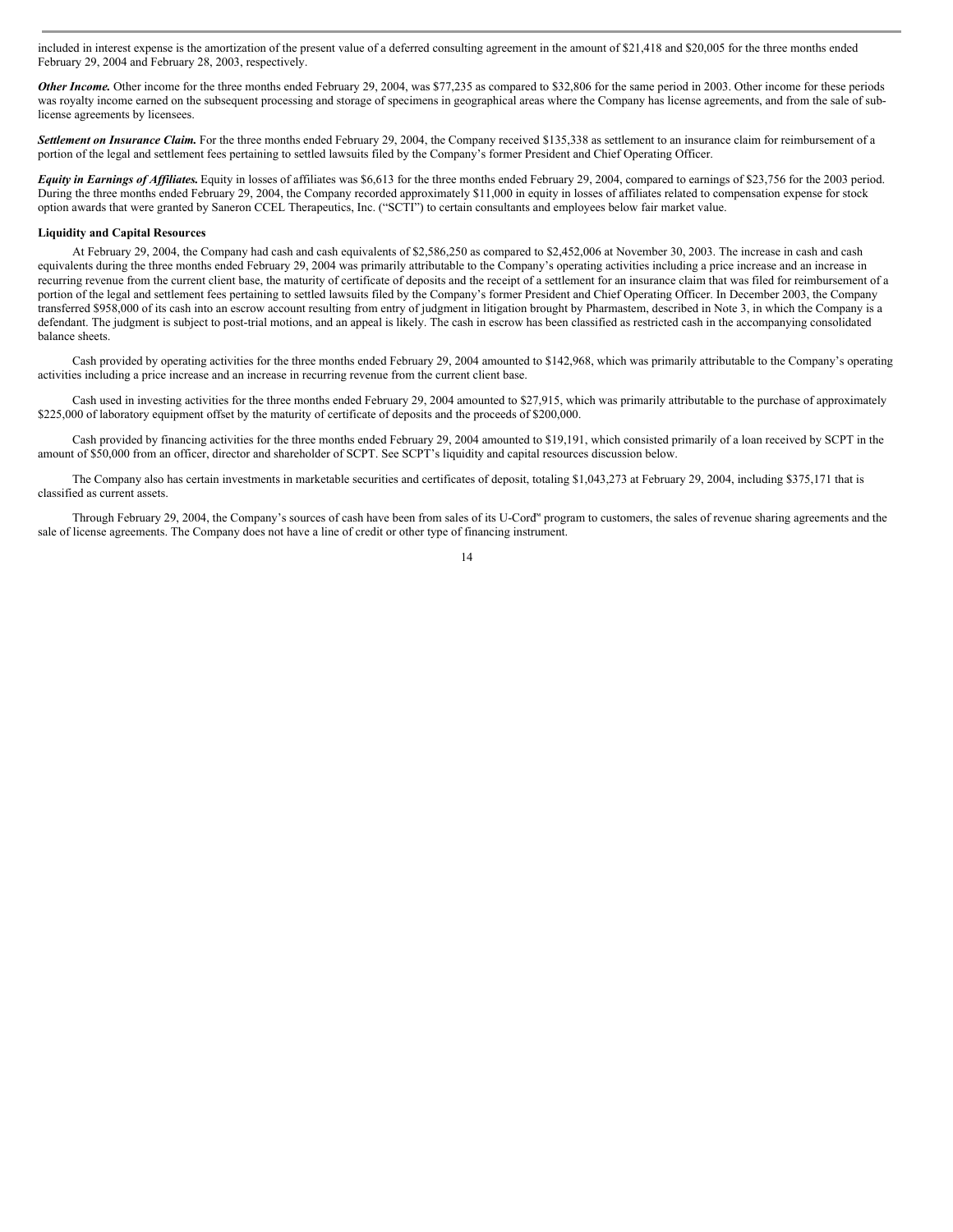included in interest expense is the amortization of the present value of a deferred consulting agreement in the amount of $21,418 and $20,005 for the three months ended February 29, 2004 and February 28, 2003, respectively.

***Other Income.*** Other income for the three months ended February 29, 2004, was $77,235 as compared to $32,806 for the same period in 2003. Other income for these periods was royalty income earned on the subsequent processing and storage of specimens in geographical areas where the Company has license agreements, and from the sale of sub-license agreements by licensees.

***Settlement on Insurance Claim.*** For the three months ended February 29, 2004, the Company received $135,338 as settlement to an insurance claim for reimbursement of a portion of the legal and settlement fees pertaining to settled lawsuits filed by the Company's former President and Chief Operating Officer.

***Equity in Earnings of Affiliates.*** Equity in losses of affiliates was $6,613 for the three months ended February 29, 2004, compared to earnings of $23,756 for the 2003 period. During the three months ended February 29, 2004, the Company recorded approximately $11,000 in equity in losses of affiliates related to compensation expense for stock option awards that were granted by Saneron CCEL Therapeutics, Inc. ("SCTI") to certain consultants and employees below fair market value.

**Liquidity and Capital Resources**

At February 29, 2004, the Company had cash and cash equivalents of $2,586,250 as compared to $2,452,006 at November 30, 2003. The increase in cash and cash equivalents during the three months ended February 29, 2004 was primarily attributable to the Company's operating activities including a price increase and an increase in recurring revenue from the current client base, the maturity of certificate of deposits and the receipt of a settlement for an insurance claim that was filed for reimbursement of a portion of the legal and settlement fees pertaining to settled lawsuits filed by the Company's former President and Chief Operating Officer. In December 2003, the Company transferred $958,000 of its cash into an escrow account resulting from entry of judgment in litigation brought by Pharmastem, described in Note 3, in which the Company is a defendant. The judgment is subject to post-trial motions, and an appeal is likely. The cash in escrow has been classified as restricted cash in the accompanying consolidated balance sheets.

Cash provided by operating activities for the three months ended February 29, 2004 amounted to $142,968, which was primarily attributable to the Company's operating activities including a price increase and an increase in recurring revenue from the current client base.

Cash used in investing activities for the three months ended February 29, 2004 amounted to $27,915, which was primarily attributable to the purchase of approximately $225,000 of laboratory equipment offset by the maturity of certificate of deposits and the proceeds of $200,000.

Cash provided by financing activities for the three months ended February 29, 2004 amounted to $19,191, which consisted primarily of a loan received by SCPT in the amount of $50,000 from an officer, director and shareholder of SCPT. See SCPT's liquidity and capital resources discussion below.

The Company also has certain investments in marketable securities and certificates of deposit, totaling $1,043,273 at February 29, 2004, including $375,171 that is classified as current assets.

Through February 29, 2004, the Company's sources of cash have been from sales of its U-Cord™ program to customers, the sales of revenue sharing agreements and the sale of license agreements. The Company does not have a line of credit or other type of financing instrument.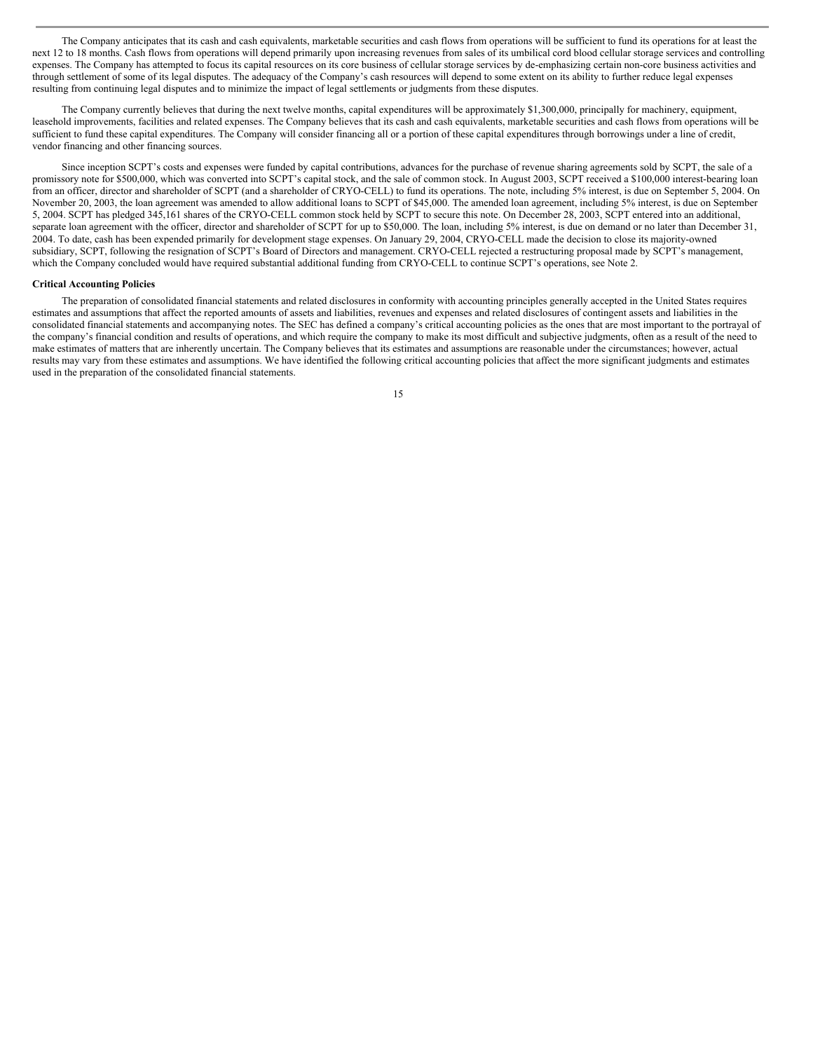The Company anticipates that its cash and cash equivalents, marketable securities and cash flows from operations will be sufficient to fund its operations for at least the next 12 to 18 months. Cash flows from operations will depend primarily upon increasing revenues from sales of its umbilical cord blood cellular storage services and controlling expenses. The Company has attempted to focus its capital resources on its core business of cellular storage services by de-emphasizing certain non-core business activities and through settlement of some of its legal disputes. The adequacy of the Company's cash resources will depend to some extent on its ability to further reduce legal expenses resulting from continuing legal disputes and to minimize the impact of legal settlements or judgments from these disputes.

The Company currently believes that during the next twelve months, capital expenditures will be approximately $1,300,000, principally for machinery, equipment, leasehold improvements, facilities and related expenses. The Company believes that its cash and cash equivalents, marketable securities and cash flows from operations will be sufficient to fund these capital expenditures. The Company will consider financing all or a portion of these capital expenditures through borrowings under a line of credit, vendor financing and other financing sources.

Since inception SCPT's costs and expenses were funded by capital contributions, advances for the purchase of revenue sharing agreements sold by SCPT, the sale of a promissory note for $500,000, which was converted into SCPT's capital stock, and the sale of common stock. In August 2003, SCPT received a $100,000 interest-bearing loan from an officer, director and shareholder of SCPT (and a shareholder of CRYO-CELL) to fund its operations. The note, including 5% interest, is due on September 5, 2004. On November 20, 2003, the loan agreement was amended to allow additional loans to SCPT of $45,000. The amended loan agreement, including 5% interest, is due on September 5, 2004. SCPT has pledged 345,161 shares of the CRYO-CELL common stock held by SCPT to secure this note. On December 28, 2003, SCPT entered into an additional, separate loan agreement with the officer, director and shareholder of SCPT for up to $50,000. The loan, including 5% interest, is due on demand or no later than December 31, 2004. To date, cash has been expended primarily for development stage expenses. On January 29, 2004, CRYO-CELL made the decision to close its majority-owned subsidiary, SCPT, following the resignation of SCPT's Board of Directors and management. CRYO-CELL rejected a restructuring proposal made by SCPT's management, which the Company concluded would have required substantial additional funding from CRYO-CELL to continue SCPT's operations, see Note 2.

**Critical Accounting Policies**

The preparation of consolidated financial statements and related disclosures in conformity with accounting principles generally accepted in the United States requires estimates and assumptions that affect the reported amounts of assets and liabilities, revenues and expenses and related disclosures of contingent assets and liabilities in the consolidated financial statements and accompanying notes. The SEC has defined a company's critical accounting policies as the ones that are most important to the portrayal of the company's financial condition and results of operations, and which require the company to make its most difficult and subjective judgments, often as a result of the need to make estimates of matters that are inherently uncertain. The Company believes that its estimates and assumptions are reasonable under the circumstances; however, actual results may vary from these estimates and assumptions. We have identified the following critical accounting policies that affect the more significant judgments and estimates used in the preparation of the consolidated financial statements.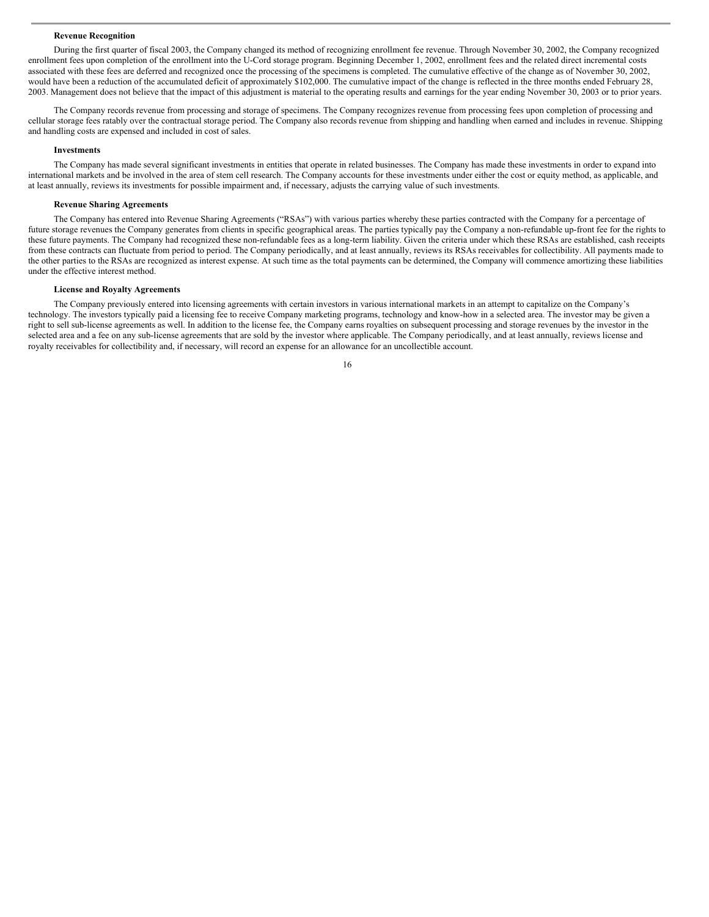#### Revenue Recognition

During the first quarter of fiscal 2003, the Company changed its method of recognizing enrollment fee revenue. Through November 30, 2002, the Company recognized enrollment fees upon completion of the enrollment into the U-Cord storage program. Beginning December 1, 2002, enrollment fees and the related direct incremental costs associated with these fees are deferred and recognized once the processing of the specimens is completed. The cumulative effective of the change as of November 30, 2002, would have been a reduction of the accumulated deficit of approximately $102,000. The cumulative impact of the change is reflected in the three months ended February 28, 2003. Management does not believe that the impact of this adjustment is material to the operating results and earnings for the year ending November 30, 2003 or to prior years.

The Company records revenue from processing and storage of specimens. The Company recognizes revenue from processing fees upon completion of processing and cellular storage fees ratably over the contractual storage period. The Company also records revenue from shipping and handling when earned and includes in revenue. Shipping and handling costs are expensed and included in cost of sales.

#### Investments

The Company has made several significant investments in entities that operate in related businesses. The Company has made these investments in order to expand into international markets and be involved in the area of stem cell research. The Company accounts for these investments under either the cost or equity method, as applicable, and at least annually, reviews its investments for possible impairment and, if necessary, adjusts the carrying value of such investments.

#### Revenue Sharing Agreements

The Company has entered into Revenue Sharing Agreements ("RSAs") with various parties whereby these parties contracted with the Company for a percentage of future storage revenues the Company generates from clients in specific geographical areas. The parties typically pay the Company a non-refundable up-front fee for the rights to these future payments. The Company had recognized these non-refundable fees as a long-term liability. Given the criteria under which these RSAs are established, cash receipts from these contracts can fluctuate from period to period. The Company periodically, and at least annually, reviews its RSAs receivables for collectibility. All payments made to the other parties to the RSAs are recognized as interest expense. At such time as the total payments can be determined, the Company will commence amortizing these liabilities under the effective interest method.

#### License and Royalty Agreements

The Company previously entered into licensing agreements with certain investors in various international markets in an attempt to capitalize on the Company's technology. The investors typically paid a licensing fee to receive Company marketing programs, technology and know-how in a selected area. The investor may be given a right to sell sub-license agreements as well. In addition to the license fee, the Company earns royalties on subsequent processing and storage revenues by the investor in the selected area and a fee on any sub-license agreements that are sold by the investor where applicable. The Company periodically, and at least annually, reviews license and royalty receivables for collectibility and, if necessary, will record an expense for an allowance for an uncollectible account.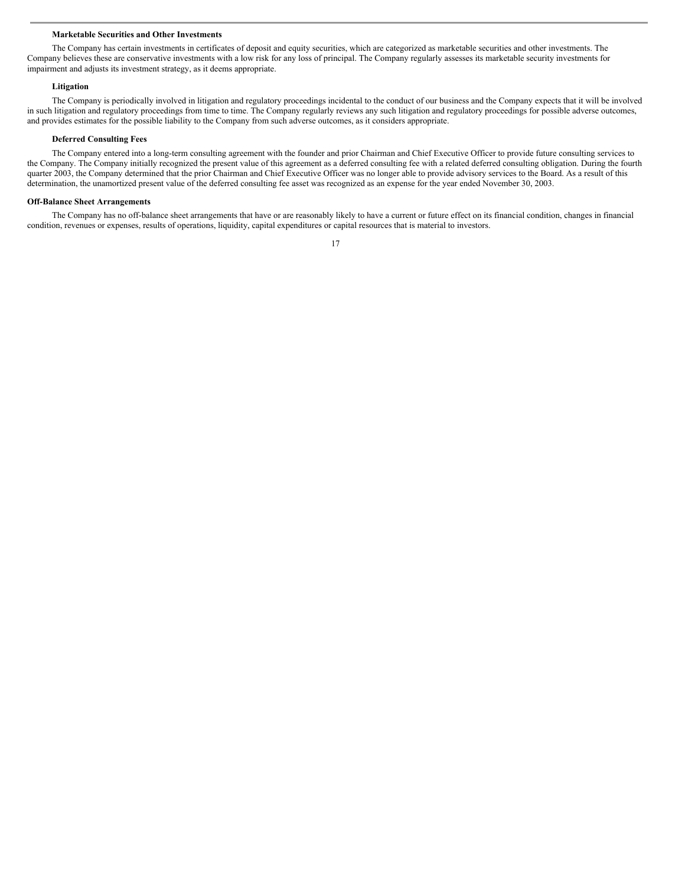#### Marketable Securities and Other Investments

The Company has certain investments in certificates of deposit and equity securities, which are categorized as marketable securities and other investments. The Company believes these are conservative investments with a low risk for any loss of principal. The Company regularly assesses its marketable security investments for impairment and adjusts its investment strategy, as it deems appropriate.

#### Litigation

The Company is periodically involved in litigation and regulatory proceedings incidental to the conduct of our business and the Company expects that it will be involved in such litigation and regulatory proceedings from time to time. The Company regularly reviews any such litigation and regulatory proceedings for possible adverse outcomes, and provides estimates for the possible liability to the Company from such adverse outcomes, as it considers appropriate.

#### Deferred Consulting Fees

The Company entered into a long-term consulting agreement with the founder and prior Chairman and Chief Executive Officer to provide future consulting services to the Company. The Company initially recognized the present value of this agreement as a deferred consulting fee with a related deferred consulting obligation. During the fourth quarter 2003, the Company determined that the prior Chairman and Chief Executive Officer was no longer able to provide advisory services to the Board. As a result of this determination, the unamortized present value of the deferred consulting fee asset was recognized as an expense for the year ended November 30, 2003.

### Off-Balance Sheet Arrangements

The Company has no off-balance sheet arrangements that have or are reasonably likely to have a current or future effect on its financial condition, changes in financial condition, revenues or expenses, results of operations, liquidity, capital expenditures or capital resources that is material to investors.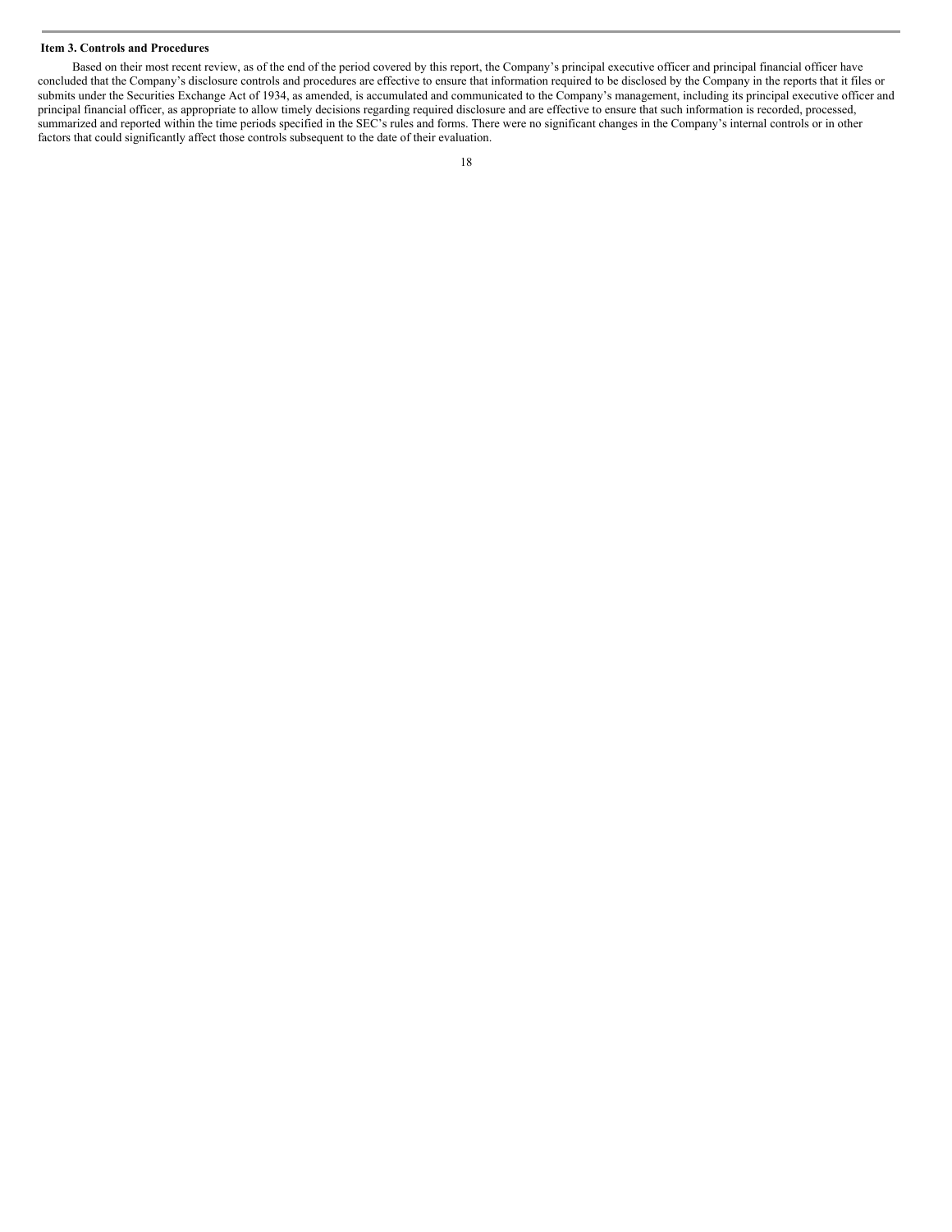**Item 3. Controls and Procedures**

Based on their most recent review, as of the end of the period covered by this report, the Company's principal executive officer and principal financial officer have concluded that the Company's disclosure controls and procedures are effective to ensure that information required to be disclosed by the Company in the reports that it files or submits under the Securities Exchange Act of 1934, as amended, is accumulated and communicated to the Company's management, including its principal executive officer and principal financial officer, as appropriate to allow timely decisions regarding required disclosure and are effective to ensure that such information is recorded, processed, summarized and reported within the time periods specified in the SEC's rules and forms. There were no significant changes in the Company's internal controls or in other factors that could significantly affect those controls subsequent to the date of their evaluation.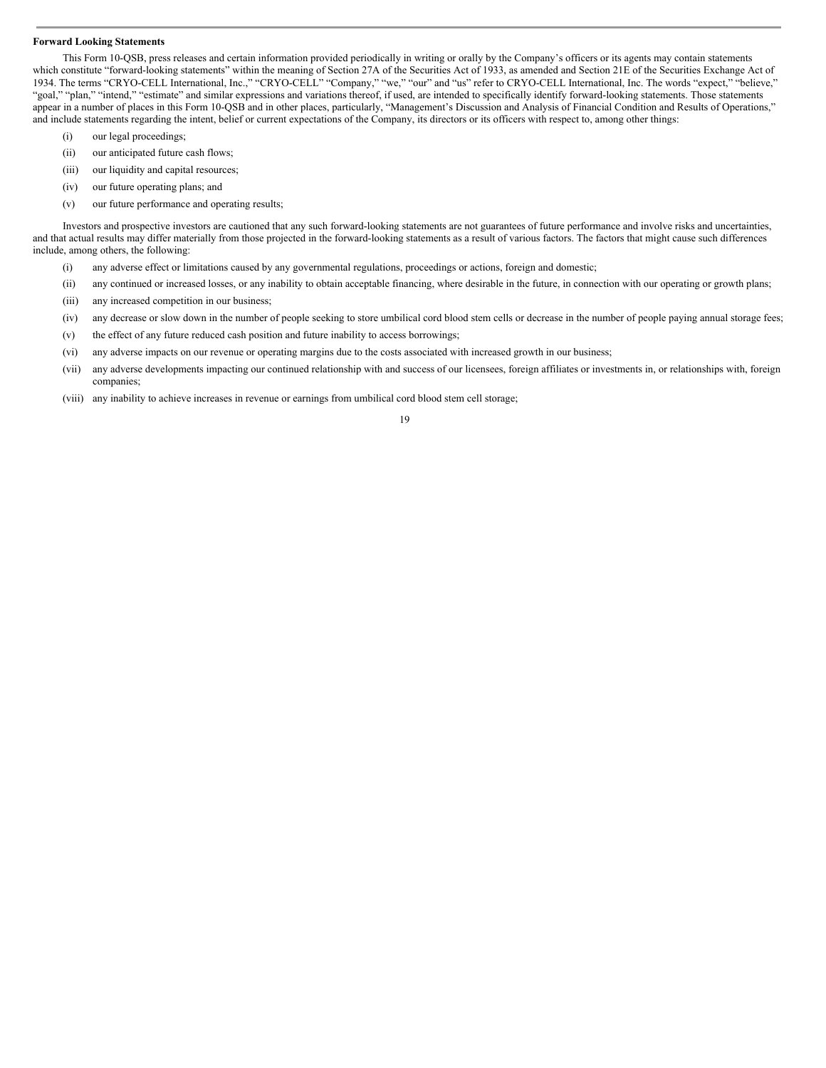**Forward Looking Statements**

This Form 10-QSB, press releases and certain information provided periodically in writing or orally by the Company's officers or its agents may contain statements which constitute "forward-looking statements" within the meaning of Section 27A of the Securities Act of 1933, as amended and Section 21E of the Securities Exchange Act of 1934. The terms "CRYO-CELL International, Inc.," "CRYO-CELL" "Company," "we," "our" and "us" refer to CRYO-CELL International, Inc. The words "expect," "believe," "goal," "plan," "intend," "estimate" and similar expressions and variations thereof, if used, are intended to specifically identify forward-looking statements. Those statements appear in a number of places in this Form 10-QSB and in other places, particularly, "Management's Discussion and Analysis of Financial Condition and Results of Operations," and include statements regarding the intent, belief or current expectations of the Company, its directors or its officers with respect to, among other things:

(i) our legal proceedings;

(ii) our anticipated future cash flows;

(iii) our liquidity and capital resources;

(iv) our future operating plans; and

(v) our future performance and operating results;

Investors and prospective investors are cautioned that any such forward-looking statements are not guarantees of future performance and involve risks and uncertainties, and that actual results may differ materially from those projected in the forward-looking statements as a result of various factors. The factors that might cause such differences include, among others, the following:

(i) any adverse effect or limitations caused by any governmental regulations, proceedings or actions, foreign and domestic;

(ii) any continued or increased losses, or any inability to obtain acceptable financing, where desirable in the future, in connection with our operating or growth plans;

(iii) any increased competition in our business;

(iv) any decrease or slow down in the number of people seeking to store umbilical cord blood stem cells or decrease in the number of people paying annual storage fees;

(v) the effect of any future reduced cash position and future inability to access borrowings;

(vi) any adverse impacts on our revenue or operating margins due to the costs associated with increased growth in our business;

(vii) any adverse developments impacting our continued relationship with and success of our licensees, foreign affiliates or investments in, or relationships with, foreign companies;

(viii) any inability to achieve increases in revenue or earnings from umbilical cord blood stem cell storage;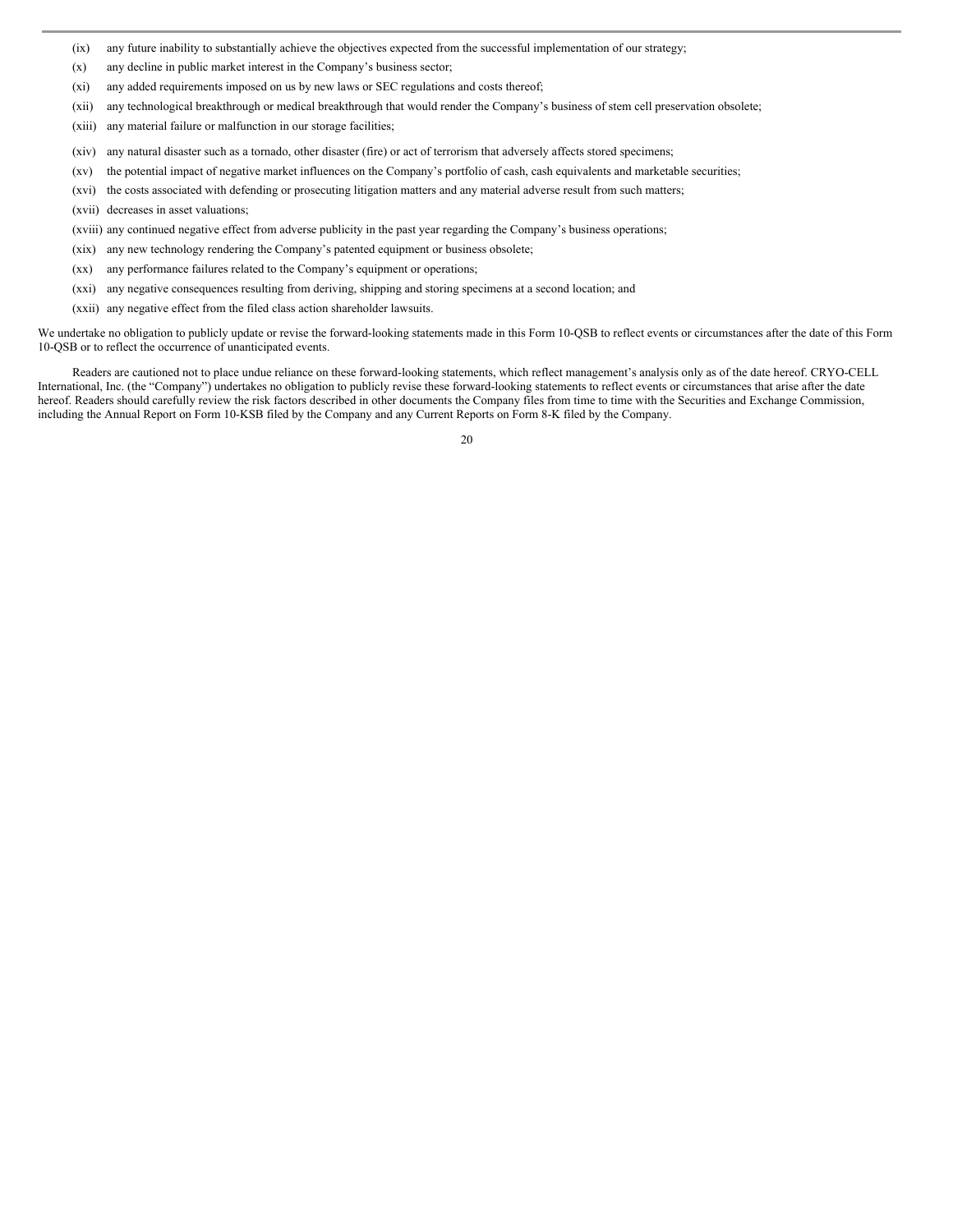(ix) any future inability to substantially achieve the objectives expected from the successful implementation of our strategy;

(x) any decline in public market interest in the Company's business sector;

(xi) any added requirements imposed on us by new laws or SEC regulations and costs thereof;

(xii) any technological breakthrough or medical breakthrough that would render the Company's business of stem cell preservation obsolete;

(xiii) any material failure or malfunction in our storage facilities;

(xiv) any natural disaster such as a tornado, other disaster (fire) or act of terrorism that adversely affects stored specimens;

(xv) the potential impact of negative market influences on the Company's portfolio of cash, cash equivalents and marketable securities;

(xvi) the costs associated with defending or prosecuting litigation matters and any material adverse result from such matters;

(xvii) decreases in asset valuations;

(xviii) any continued negative effect from adverse publicity in the past year regarding the Company's business operations;

(xix) any new technology rendering the Company's patented equipment or business obsolete;

(xx) any performance failures related to the Company's equipment or operations;

(xxi) any negative consequences resulting from deriving, shipping and storing specimens at a second location; and

(xxii) any negative effect from the filed class action shareholder lawsuits.

We undertake no obligation to publicly update or revise the forward-looking statements made in this Form 10-QSB to reflect events or circumstances after the date of this Form 10-QSB or to reflect the occurrence of unanticipated events.

Readers are cautioned not to place undue reliance on these forward-looking statements, which reflect management's analysis only as of the date hereof. CRYO-CELL International, Inc. (the "Company") undertakes no obligation to publicly revise these forward-looking statements to reflect events or circumstances that arise after the date hereof. Readers should carefully review the risk factors described in other documents the Company files from time to time with the Securities and Exchange Commission, including the Annual Report on Form 10-KSB filed by the Company and any Current Reports on Form 8-K filed by the Company.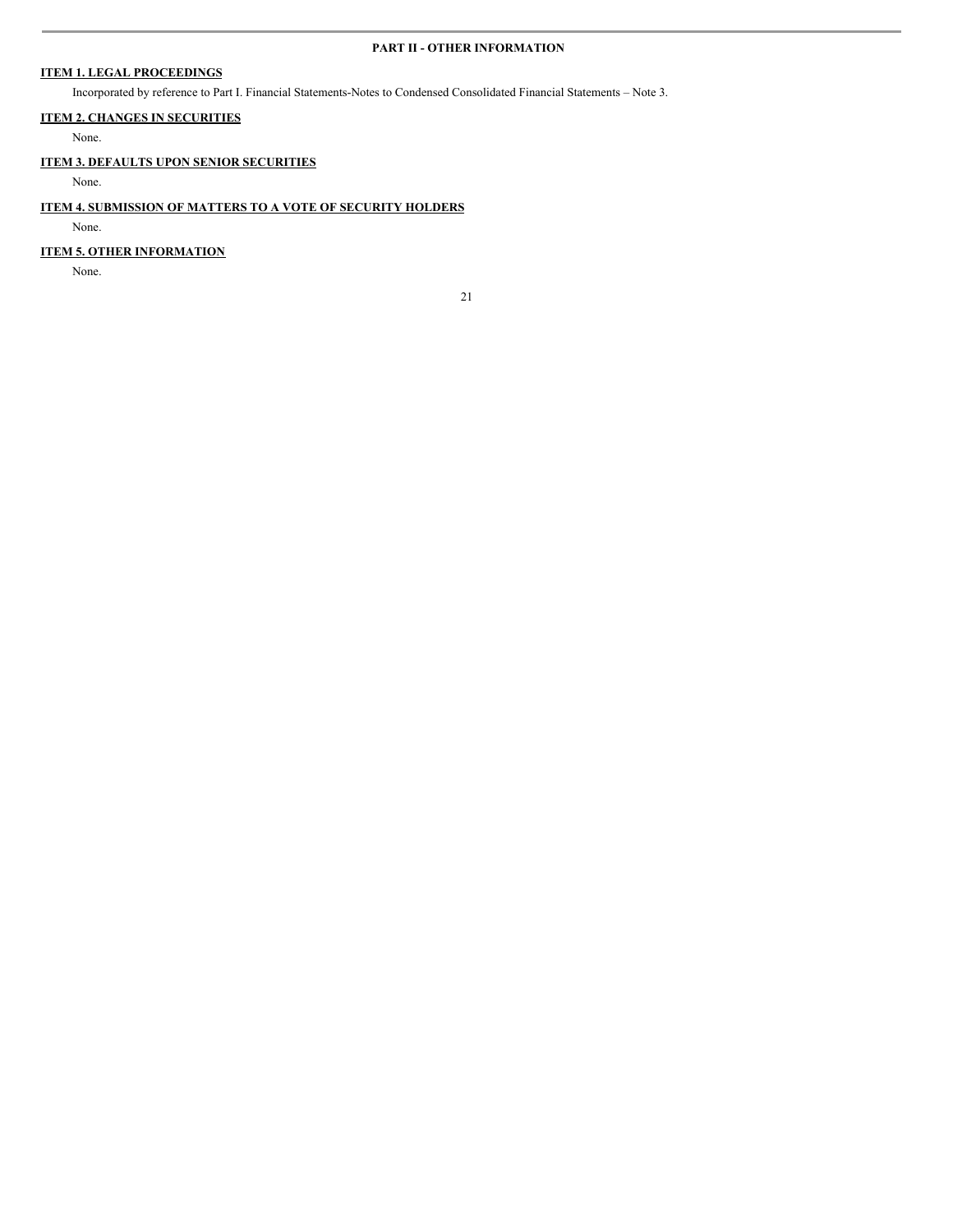## PART II - OTHER INFORMATION

### ITEM 1. LEGAL PROCEEDINGS

Incorporated by reference to Part I. Financial Statements-Notes to Condensed Consolidated Financial Statements – Note 3.

### ITEM 2. CHANGES IN SECURITIES

None.

### ITEM 3. DEFAULTS UPON SENIOR SECURITIES

None.

### ITEM 4. SUBMISSION OF MATTERS TO A VOTE OF SECURITY HOLDERS

None.

### ITEM 5. OTHER INFORMATION

None.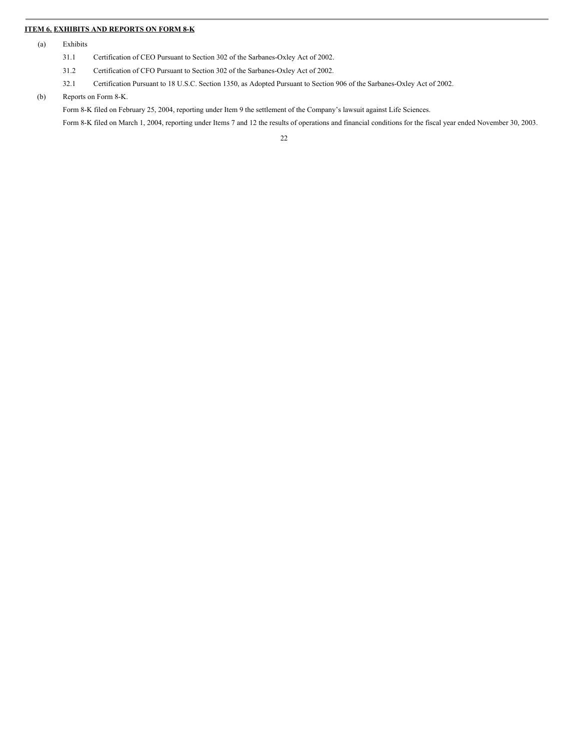## ITEM 6. EXHIBITS AND REPORTS ON FORM 8-K

(a) Exhibits

- 31.1 Certification of CEO Pursuant to Section 302 of the Sarbanes-Oxley Act of 2002.
- 31.2 Certification of CFO Pursuant to Section 302 of the Sarbanes-Oxley Act of 2002.
- 32.1 Certification Pursuant to 18 U.S.C. Section 1350, as Adopted Pursuant to Section 906 of the Sarbanes-Oxley Act of 2002.

(b) Reports on Form 8-K.

Form 8-K filed on February 25, 2004, reporting under Item 9 the settlement of the Company's lawsuit against Life Sciences.

Form 8-K filed on March 1, 2004, reporting under Items 7 and 12 the results of operations and financial conditions for the fiscal year ended November 30, 2003.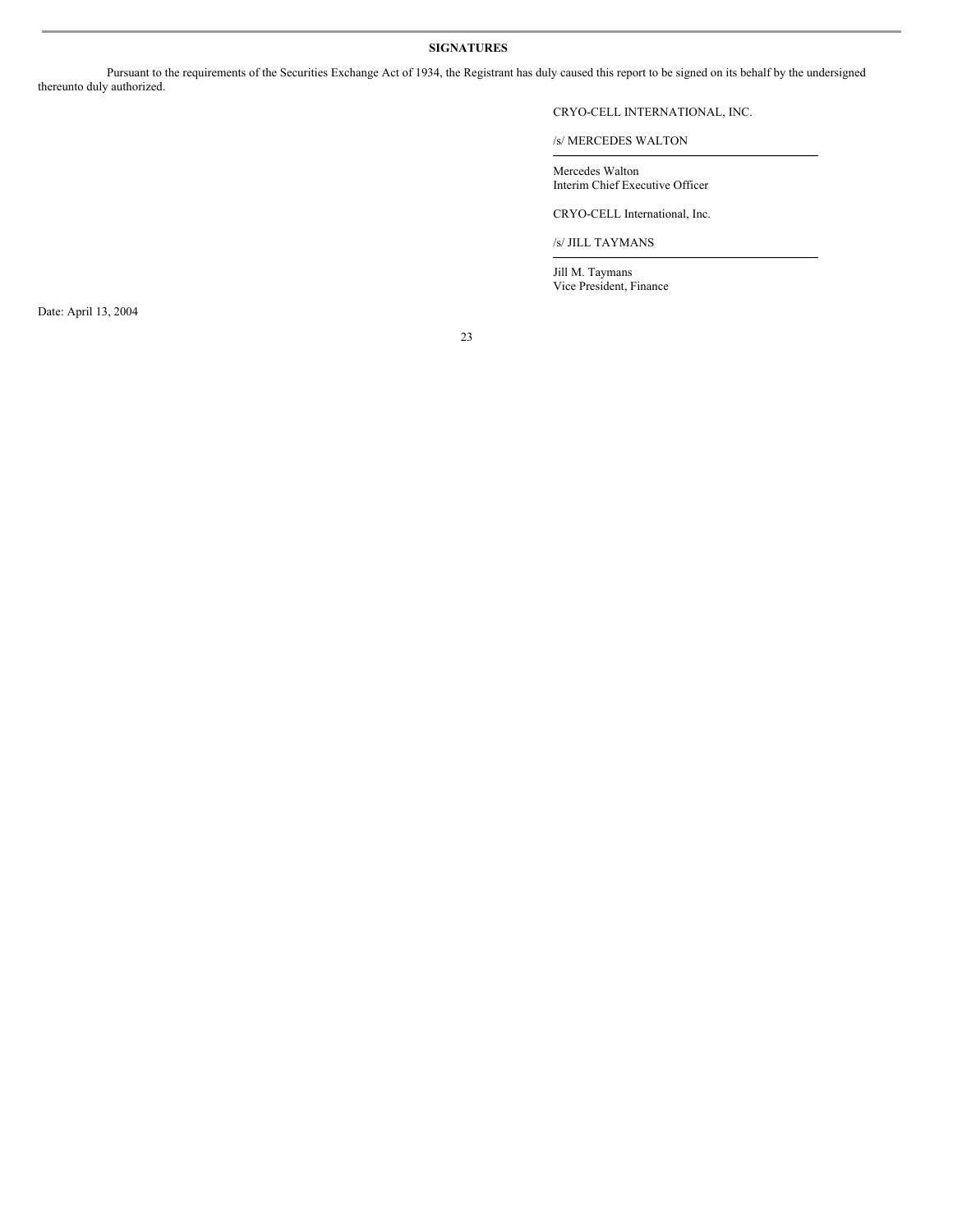**SIGNATURES**

Pursuant to the requirements of the Securities Exchange Act of 1934, the Registrant has duly caused this report to be signed on its behalf by the undersigned thereunto duly authorized.

CRYO-CELL INTERNATIONAL, INC.

/s/ MERCEDES WALTON

Mercedes Walton
Interim Chief Executive Officer

CRYO-CELL International, Inc.

/s/ JILL TAYMANS

Jill M. Taymans
Vice President, Finance

Date: April 13, 2004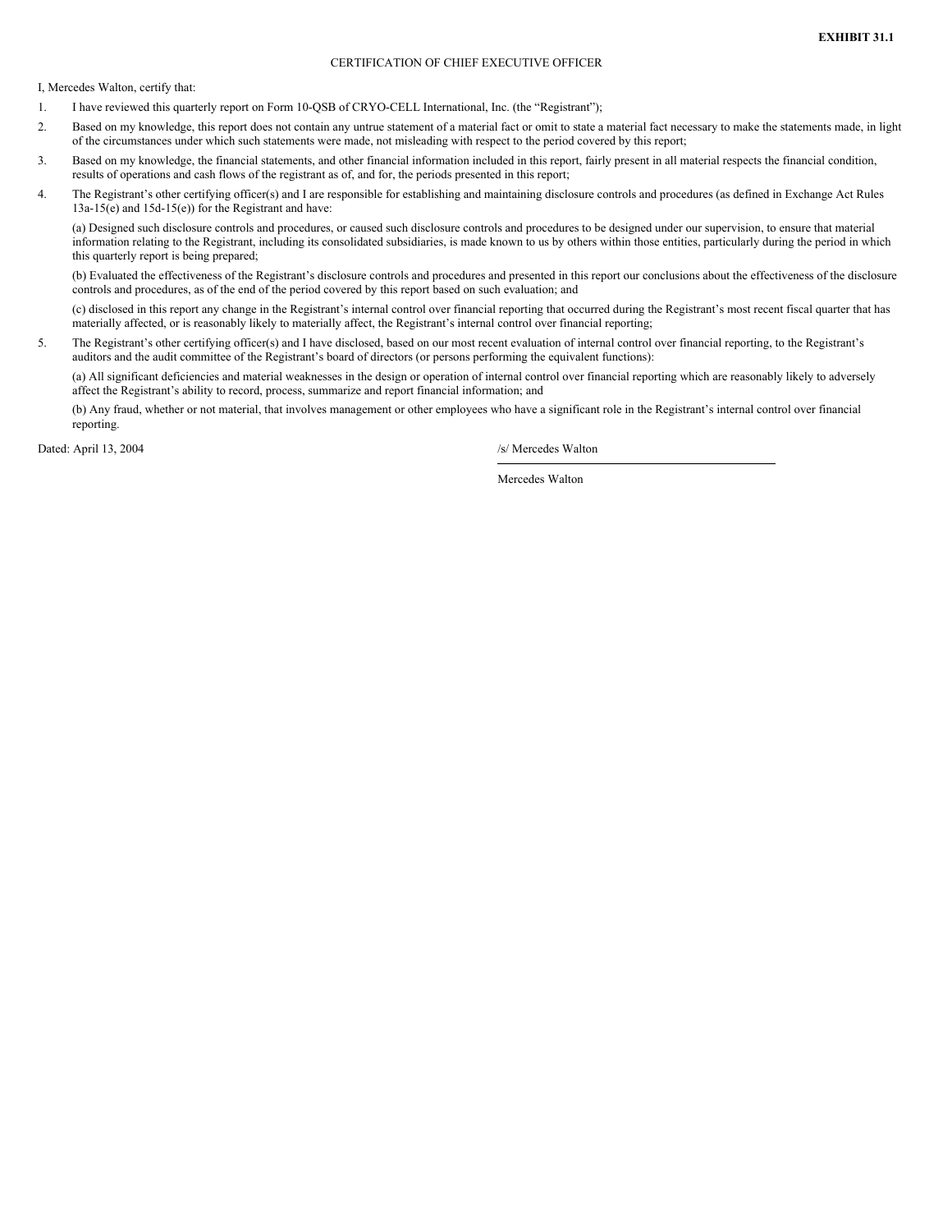**EXHIBIT 31.1**

CERTIFICATION OF CHIEF EXECUTIVE OFFICER

I, Mercedes Walton, certify that:

1. I have reviewed this quarterly report on Form 10-QSB of CRYO-CELL International, Inc. (the "Registrant");

2. Based on my knowledge, this report does not contain any untrue statement of a material fact or omit to state a material fact necessary to make the statements made, in light of the circumstances under which such statements were made, not misleading with respect to the period covered by this report;

3. Based on my knowledge, the financial statements, and other financial information included in this report, fairly present in all material respects the financial condition, results of operations and cash flows of the registrant as of, and for, the periods presented in this report;

4. The Registrant's other certifying officer(s) and I are responsible for establishing and maintaining disclosure controls and procedures (as defined in Exchange Act Rules 13a-15(e) and 15d-15(e)) for the Registrant and have:

   (a) Designed such disclosure controls and procedures, or caused such disclosure controls and procedures to be designed under our supervision, to ensure that material information relating to the Registrant, including its consolidated subsidiaries, is made known to us by others within those entities, particularly during the period in which this quarterly report is being prepared;

   (b) Evaluated the effectiveness of the Registrant's disclosure controls and procedures and presented in this report our conclusions about the effectiveness of the disclosure controls and procedures, as of the end of the period covered by this report based on such evaluation; and

   (c) disclosed in this report any change in the Registrant's internal control over financial reporting that occurred during the Registrant's most recent fiscal quarter that has materially affected, or is reasonably likely to materially affect, the Registrant's internal control over financial reporting;

5. The Registrant's other certifying officer(s) and I have disclosed, based on our most recent evaluation of internal control over financial reporting, to the Registrant's auditors and the audit committee of the Registrant's board of directors (or persons performing the equivalent functions):

   (a) All significant deficiencies and material weaknesses in the design or operation of internal control over financial reporting which are reasonably likely to adversely affect the Registrant's ability to record, process, summarize and report financial information; and

   (b) Any fraud, whether or not material, that involves management or other employees who have a significant role in the Registrant's internal control over financial reporting.

Dated: April 13, 2004

/s/ Mercedes Walton

Mercedes Walton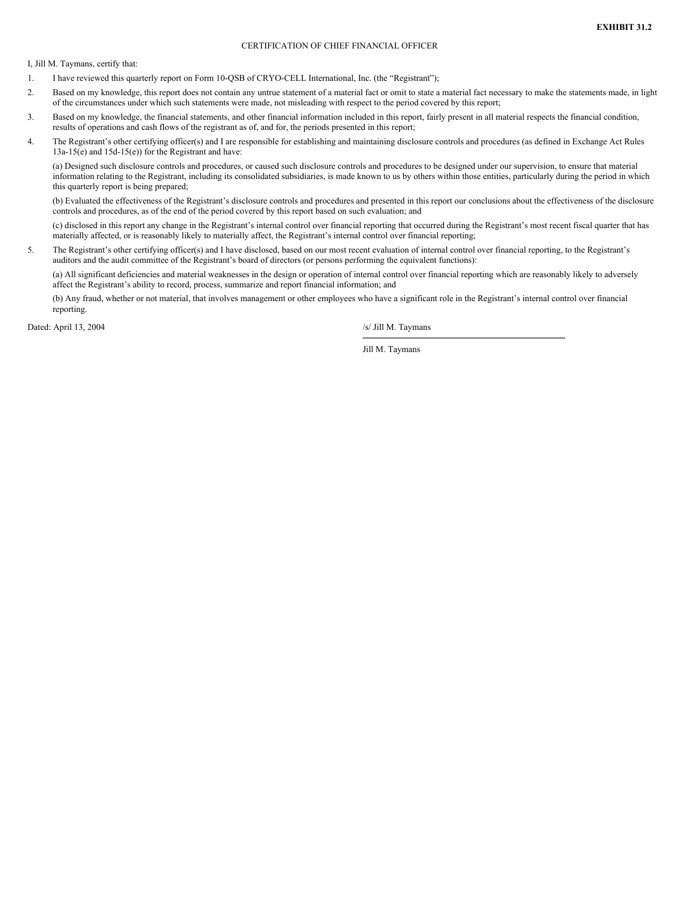**EXHIBIT 31.2**

CERTIFICATION OF CHIEF FINANCIAL OFFICER

I, Jill M. Taymans, certify that:

1. I have reviewed this quarterly report on Form 10-QSB of CRYO-CELL International, Inc. (the "Registrant");
2. Based on my knowledge, this report does not contain any untrue statement of a material fact or omit to state a material fact necessary to make the statements made, in light of the circumstances under which such statements were made, not misleading with respect to the period covered by this report;
3. Based on my knowledge, the financial statements, and other financial information included in this report, fairly present in all material respects the financial condition, results of operations and cash flows of the registrant as of, and for, the periods presented in this report;
4. The Registrant's other certifying officer(s) and I are responsible for establishing and maintaining disclosure controls and procedures (as defined in Exchange Act Rules 13a-15(e) and 15d-15(e)) for the Registrant and have:

   (a) Designed such disclosure controls and procedures, or caused such disclosure controls and procedures to be designed under our supervision, to ensure that material information relating to the Registrant, including its consolidated subsidiaries, is made known to us by others within those entities, particularly during the period in which this quarterly report is being prepared;

   (b) Evaluated the effectiveness of the Registrant's disclosure controls and procedures and presented in this report our conclusions about the effectiveness of the disclosure controls and procedures, as of the end of the period covered by this report based on such evaluation; and

   (c) disclosed in this report any change in the Registrant's internal control over financial reporting that occurred during the Registrant's most recent fiscal quarter that has materially affected, or is reasonably likely to materially affect, the Registrant's internal control over financial reporting;
5. The Registrant's other certifying officer(s) and I have disclosed, based on our most recent evaluation of internal control over financial reporting, to the Registrant's auditors and the audit committee of the Registrant's board of directors (or persons performing the equivalent functions):

   (a) All significant deficiencies and material weaknesses in the design or operation of internal control over financial reporting which are reasonably likely to adversely affect the Registrant's ability to record, process, summarize and report financial information; and

   (b) Any fraud, whether or not material, that involves management or other employees who have a significant role in the Registrant's internal control over financial reporting.

Dated: April 13, 2004

/s/ Jill M. Taymans

Jill M. Taymans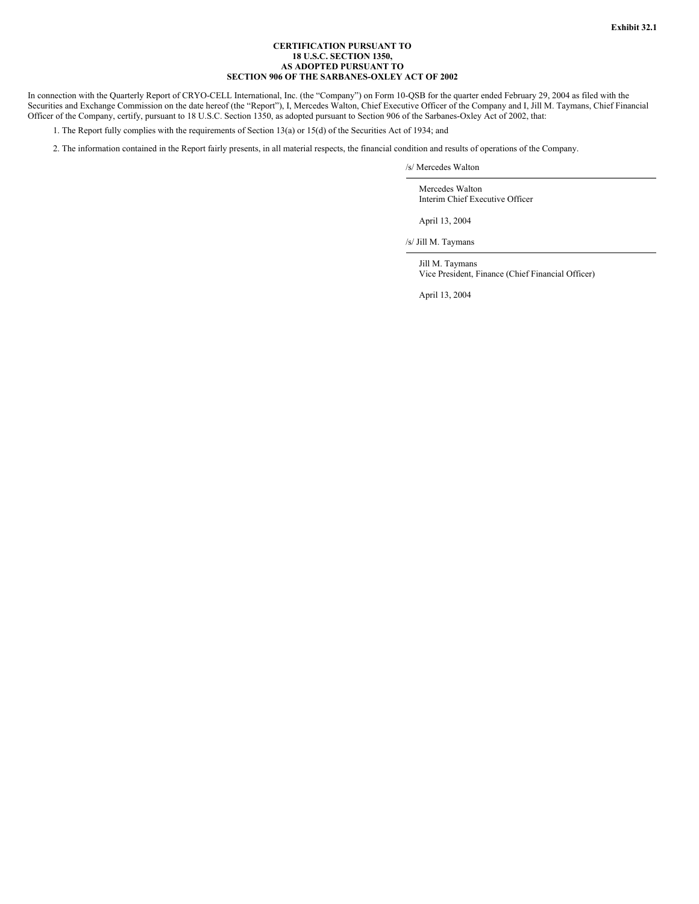**Exhibit 32.1**

**CERTIFICATION PURSUANT TO**
**18 U.S.C. SECTION 1350,**
**AS ADOPTED PURSUANT TO**
**SECTION 906 OF THE SARBANES-OXLEY ACT OF 2002**

In connection with the Quarterly Report of CRYO-CELL International, Inc. (the "Company") on Form 10-QSB for the quarter ended February 29, 2004 as filed with the Securities and Exchange Commission on the date hereof (the "Report"), I, Mercedes Walton, Chief Executive Officer of the Company and I, Jill M. Taymans, Chief Financial Officer of the Company, certify, pursuant to 18 U.S.C. Section 1350, as adopted pursuant to Section 906 of the Sarbanes-Oxley Act of 2002, that:

1. The Report fully complies with the requirements of Section 13(a) or 15(d) of the Securities Act of 1934; and

2. The information contained in the Report fairly presents, in all material respects, the financial condition and results of operations of the Company.

/s/ Mercedes Walton

Mercedes Walton
Interim Chief Executive Officer

April 13, 2004

/s/ Jill M. Taymans

Jill M. Taymans
Vice President, Finance (Chief Financial Officer)

April 13, 2004